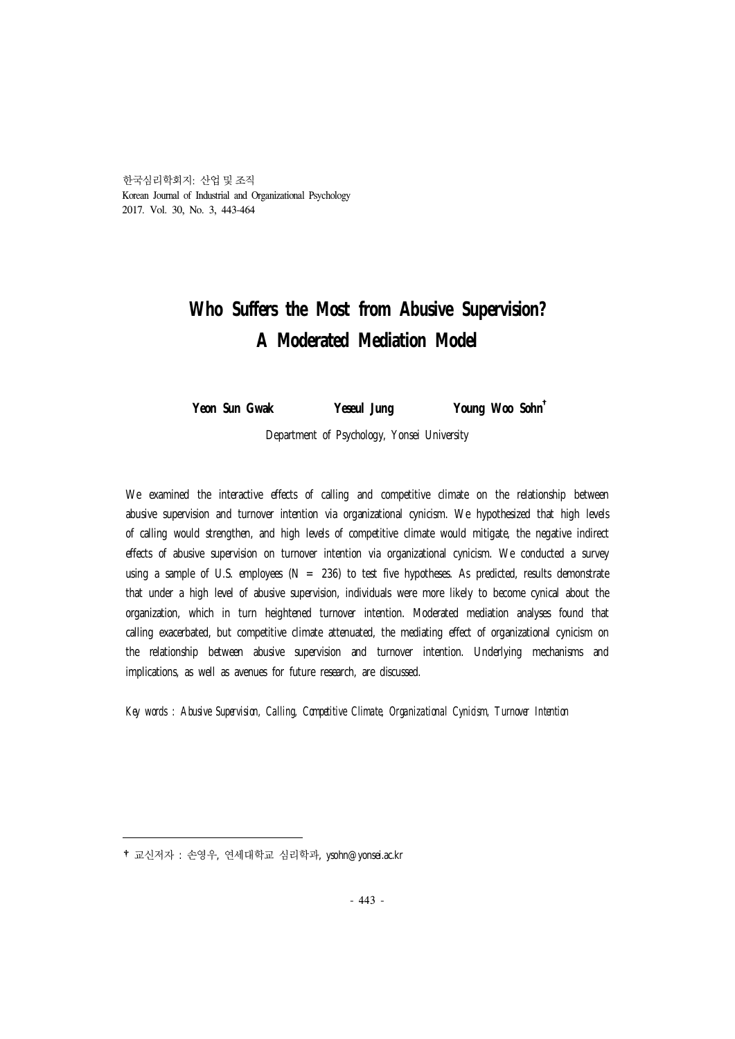# Who Suffers the Most from Abusive Supervision? A Moderated Mediation Model

**Yeon Sun Gwak　　Yeseul Jung　　Young Woo Sohn†**

Department of Psychology, Yonsei University

We examined the interactive effects of calling and competitive climate on the relationship between abusive supervision and turnover intention via organizational cynicism. We hypothesized that high levels of calling would strengthen, and high levels of competitive climate would mitigate, the negative indirect effects of abusive supervision on turnover intention via organizational cynicism. We conducted a survey using a sample of U.S. employees (N = 236) to test five hypotheses. As predicted, results demonstrate that under a high level of abusive supervision, individuals were more likely to become cynical about the organization, which in turn heightened turnover intention. Moderated mediation analyses found that calling exacerbated, but competitive climate attenuated, the mediating effect of organizational cynicism on the relationship between abusive supervision and turnover intention. Underlying mechanisms and implications, as well as avenues for future research, are discussed.

*Key words : Abusive Supervision, Calling, Competitive Climate, Organizational Cynicism, Turnover Intention*

---

† 교신저자 : 손영우, 연세대학교 심리학과, ysohn@yonsei.ac.kr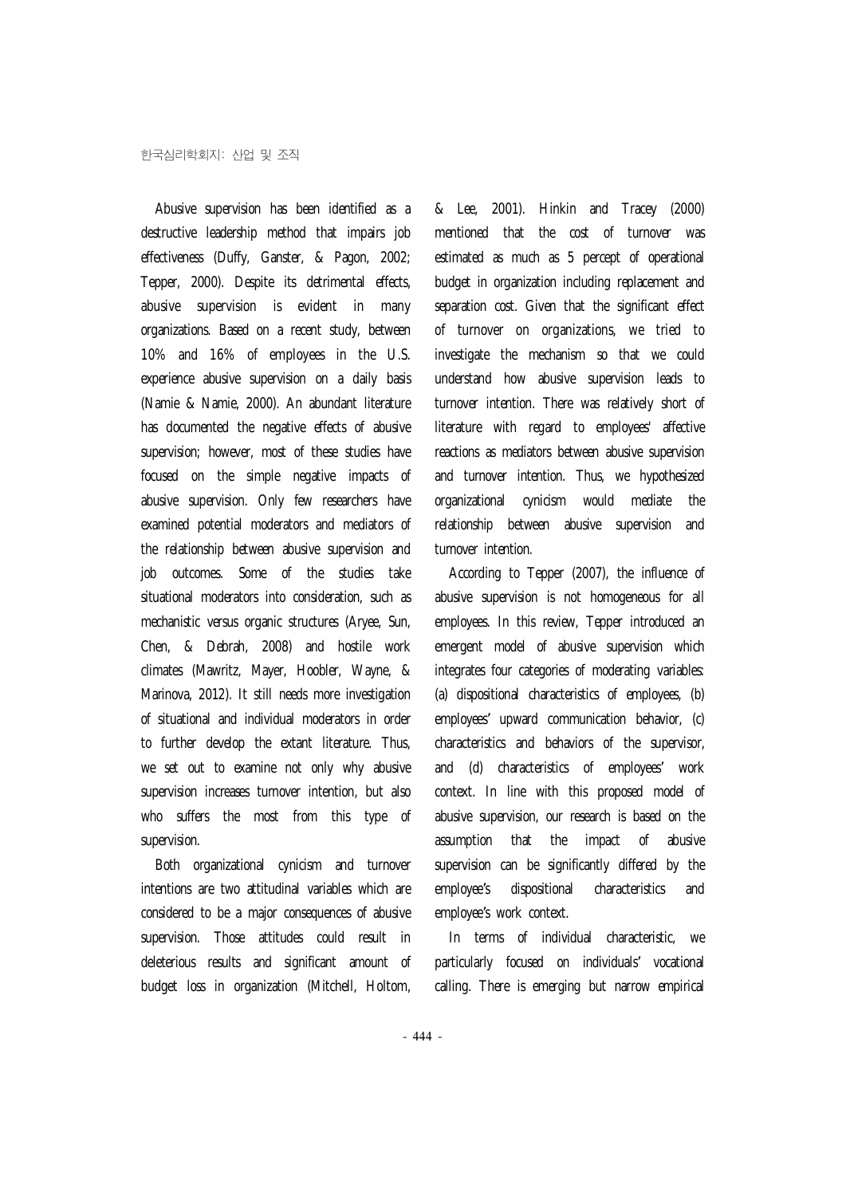Abusive supervision has been identified as a destructive leadership method that impairs job effectiveness (Duffy, Ganster, & Pagon, 2002; Tepper, 2000). Despite its detrimental effects, abusive supervision is evident in many organizations. Based on a recent study, between 10% and 16% of employees in the U.S. experience abusive supervision on a daily basis (Namie & Namie, 2000). An abundant literature has documented the negative effects of abusive supervision; however, most of these studies have focused on the simple negative impacts of abusive supervision. Only few researchers have examined potential moderators and mediators of the relationship between abusive supervision and job outcomes. Some of the studies take situational moderators into consideration, such as mechanistic versus organic structures (Aryee, Sun, Chen, & Debrah, 2008) and hostile work climates (Mawritz, Mayer, Hoobler, Wayne, & Marinova, 2012). It still needs more investigation of situational and individual moderators in order to further develop the extant literature. Thus, we set out to examine not only why abusive supervision increases turnover intention, but also who suffers the most from this type of supervision.

Both organizational cynicism and turnover intentions are two attitudinal variables which are considered to be a major consequences of abusive supervision. Those attitudes could result in deleterious results and significant amount of budget loss in organization (Mitchell, Holtom, & Lee, 2001). Hinkin and Tracey (2000) mentioned that the cost of turnover was estimated as much as 5 percept of operational budget in organization including replacement and separation cost. Given that the significant effect of turnover on organizations, we tried to investigate the mechanism so that we could understand how abusive supervision leads to turnover intention. There was relatively short of literature with regard to employees' affective reactions as mediators between abusive supervision and turnover intention. Thus, we hypothesized organizational cynicism would mediate the relationship between abusive supervision and turnover intention.

According to Tepper (2007), the influence of abusive supervision is not homogeneous for all employees. In this review, Tepper introduced an emergent model of abusive supervision which integrates four categories of moderating variables: (a) dispositional characteristics of employees, (b) employees' upward communication behavior, (c) characteristics and behaviors of the supervisor, and (d) characteristics of employees' work context. In line with this proposed model of abusive supervision, our research is based on the assumption that the impact of abusive supervision can be significantly differed by the employee's dispositional characteristics and employee's work context.

In terms of individual characteristic, we particularly focused on individuals' vocational calling. There is emerging but narrow empirical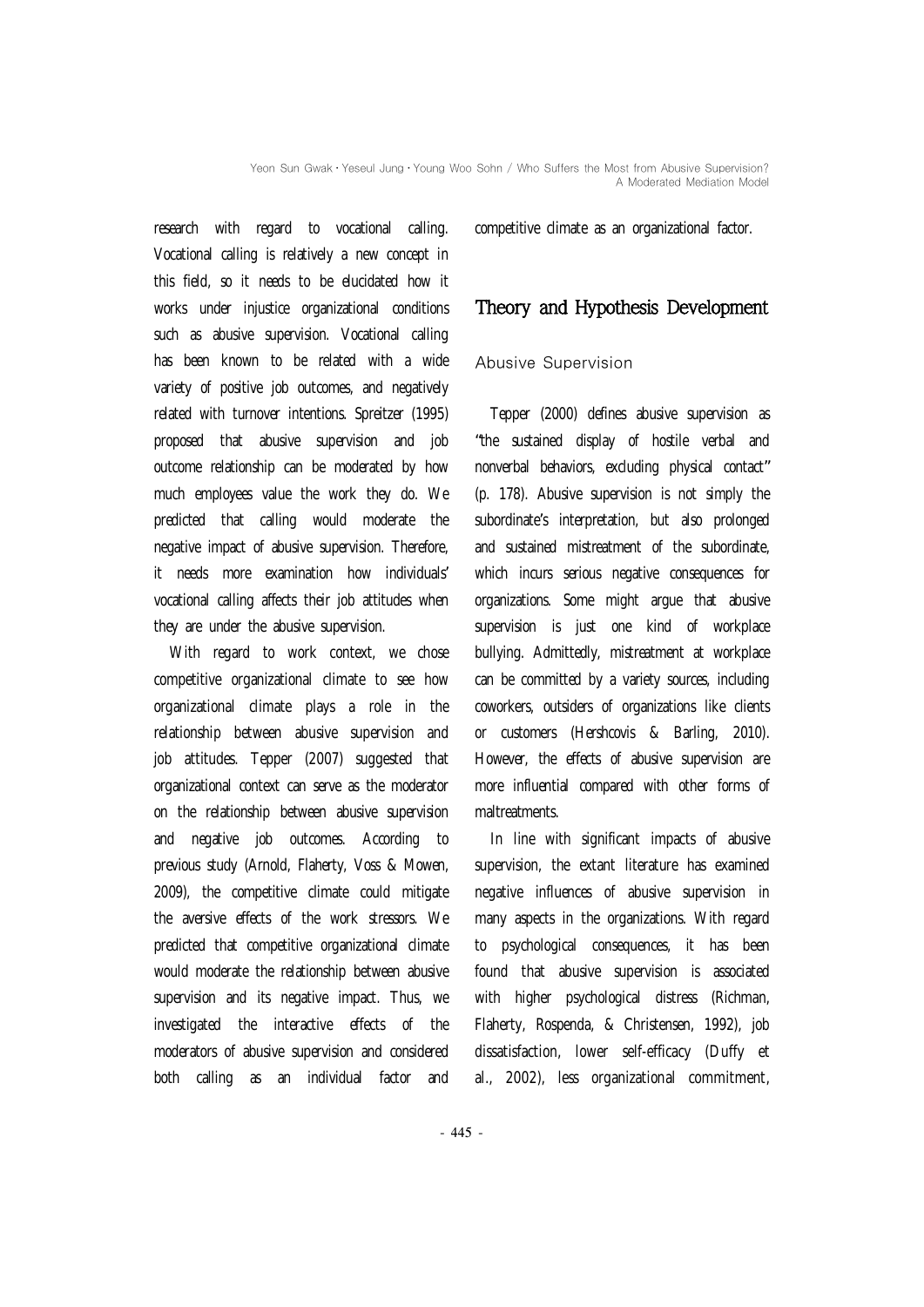research with regard to vocational calling. Vocational calling is relatively a new concept in this field, so it needs to be elucidated how it works under injustice organizational conditions such as abusive supervision. Vocational calling has been known to be related with a wide variety of positive job outcomes, and negatively related with turnover intentions. Spreitzer (1995) proposed that abusive supervision and job outcome relationship can be moderated by how much employees value the work they do. We predicted that calling would moderate the negative impact of abusive supervision. Therefore, it needs more examination how individuals' vocational calling affects their job attitudes when they are under the abusive supervision.

With regard to work context, we chose competitive organizational climate to see how organizational climate plays a role in the relationship between abusive supervision and job attitudes. Tepper (2007) suggested that organizational context can serve as the moderator on the relationship between abusive supervision and negative job outcomes. According to previous study (Arnold, Flaherty, Voss & Mowen, 2009), the competitive climate could mitigate the aversive effects of the work stressors. We predicted that competitive organizational climate would moderate the relationship between abusive supervision and its negative impact. Thus, we investigated the interactive effects of the moderators of abusive supervision and considered both calling as an individual factor and competitive climate as an organizational factor.

## Theory and Hypothesis Development

### Abusive Supervision

Tepper (2000) defines abusive supervision as "the sustained display of hostile verbal and nonverbal behaviors, excluding physical contact" (p. 178). Abusive supervision is not simply the subordinate's interpretation, but also prolonged and sustained mistreatment of the subordinate, which incurs serious negative consequences for organizations. Some might argue that abusive supervision is just one kind of workplace bullying. Admittedly, mistreatment at workplace can be committed by a variety sources, including coworkers, outsiders of organizations like clients or customers (Hershcovis & Barling, 2010). However, the effects of abusive supervision are more influential compared with other forms of maltreatments.

In line with significant impacts of abusive supervision, the extant literature has examined negative influences of abusive supervision in many aspects in the organizations. With regard to psychological consequences, it has been found that abusive supervision is associated with higher psychological distress (Richman, Flaherty, Rospenda, & Christensen, 1992), job dissatisfaction, lower self-efficacy (Duffy et al., 2002), less organizational commitment,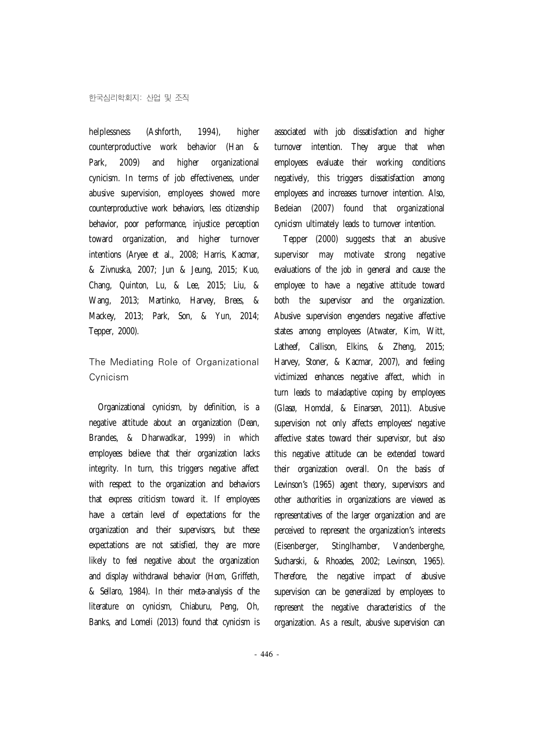helplessness (Ashforth, 1994), higher counterproductive work behavior (Han & Park, 2009) and higher organizational cynicism. In terms of job effectiveness, under abusive supervision, employees showed more counterproductive work behaviors, less citizenship behavior, poor performance, injustice perception toward organization, and higher turnover intentions (Aryee et al., 2008; Harris, Kacmar, & Zivnuska, 2007; Jun & Jeung, 2015; Kuo, Chang, Quinton, Lu, & Lee, 2015; Liu, & Wang, 2013; Martinko, Harvey, Brees, & Mackey, 2013; Park, Son, & Yun, 2014; Tepper, 2000).

## The Mediating Role of Organizational Cynicism

Organizational cynicism, by definition, is a negative attitude about an organization (Dean, Brandes, & Dharwadkar, 1999) in which employees believe that their organization lacks integrity. In turn, this triggers negative affect with respect to the organization and behaviors that express criticism toward it. If employees have a certain level of expectations for the organization and their supervisors, but these expectations are not satisfied, they are more likely to feel negative about the organization and display withdrawal behavior (Hom, Griffeth, & Sellaro, 1984). In their meta-analysis of the literature on cynicism, Chiaburu, Peng, Oh, Banks, and Lomeli (2013) found that cynicism is associated with job dissatisfaction and higher turnover intention. They argue that when employees evaluate their working conditions negatively, this triggers dissatisfaction among employees and increases turnover intention. Also, Bedeian (2007) found that organizational cynicism ultimately leads to turnover intention.

Tepper (2000) suggests that an abusive supervisor may motivate strong negative evaluations of the job in general and cause the employee to have a negative attitude toward both the supervisor and the organization. Abusive supervision engenders negative affective states among employees (Atwater, Kim, Witt, Latheef, Callison, Elkins, & Zheng, 2015; Harvey, Stoner, & Kacmar, 2007), and feeling victimized enhances negative affect, which in turn leads to maladaptive coping by employees (Glasø, Horndal, & Einarsen, 2011). Abusive supervision not only affects employees' negative affective states toward their supervisor, but also this negative attitude can be extended toward their organization overall. On the basis of Levinson's (1965) agent theory, supervisors and other authorities in organizations are viewed as representatives of the larger organization and are perceived to represent the organization's interests (Eisenberger, Stinglhamber, Vandenberghe, Sucharski, & Rhoades, 2002; Levinson, 1965). Therefore, the negative impact of abusive supervision can be generalized by employees to represent the negative characteristics of the organization. As a result, abusive supervision can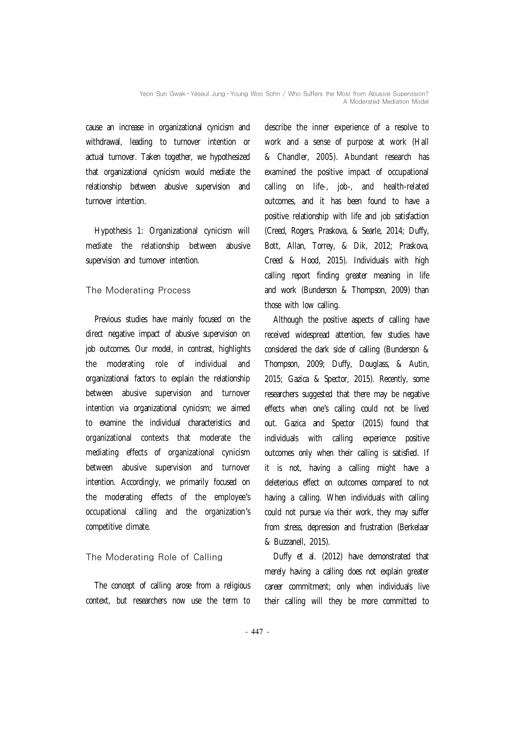cause an increase in organizational cynicism and withdrawal, leading to turnover intention or actual turnover. Taken together, we hypothesized that organizational cynicism would mediate the relationship between abusive supervision and turnover intention.

Hypothesis 1: Organizational cynicism will mediate the relationship between abusive supervision and turnover intention.

## The Moderating Process

Previous studies have mainly focused on the direct negative impact of abusive supervision on job outcomes. Our model, in contrast, highlights the moderating role of individual and organizational factors to explain the relationship between abusive supervision and turnover intention via organizational cynicism; we aimed to examine the individual characteristics and organizational contexts that moderate the mediating effects of organizational cynicism between abusive supervision and turnover intention. Accordingly, we primarily focused on the moderating effects of the employee's occupational calling and the organization's competitive climate.

## The Moderating Role of Calling

The concept of calling arose from a religious context, but researchers now use the term to describe the inner experience of a resolve to work and a sense of purpose at work (Hall & Chandler, 2005). Abundant research has examined the positive impact of occupational calling on life-, job-, and health-related outcomes, and it has been found to have a positive relationship with life and job satisfaction (Creed, Rogers, Praskova, & Searle, 2014; Duffy, Bott, Allan, Torrey, & Dik, 2012; Praskova, Creed & Hood, 2015). Individuals with high calling report finding greater meaning in life and work (Bunderson & Thompson, 2009) than those with low calling.

Although the positive aspects of calling have received widespread attention, few studies have considered the dark side of calling (Bunderson & Thompson, 2009; Duffy, Douglass, & Autin, 2015; Gazica & Spector, 2015). Recently, some researchers suggested that there may be negative effects when one's calling could not be lived out. Gazica and Spector (2015) found that individuals with calling experience positive outcomes only when their calling is satisfied. If it is not, having a calling might have a deleterious effect on outcomes compared to not having a calling. When individuals with calling could not pursue via their work, they may suffer from stress, depression and frustration (Berkelaar & Buzzanell, 2015).

Duffy et al. (2012) have demonstrated that merely having a calling does not explain greater career commitment; only when individuals live their calling will they be more committed to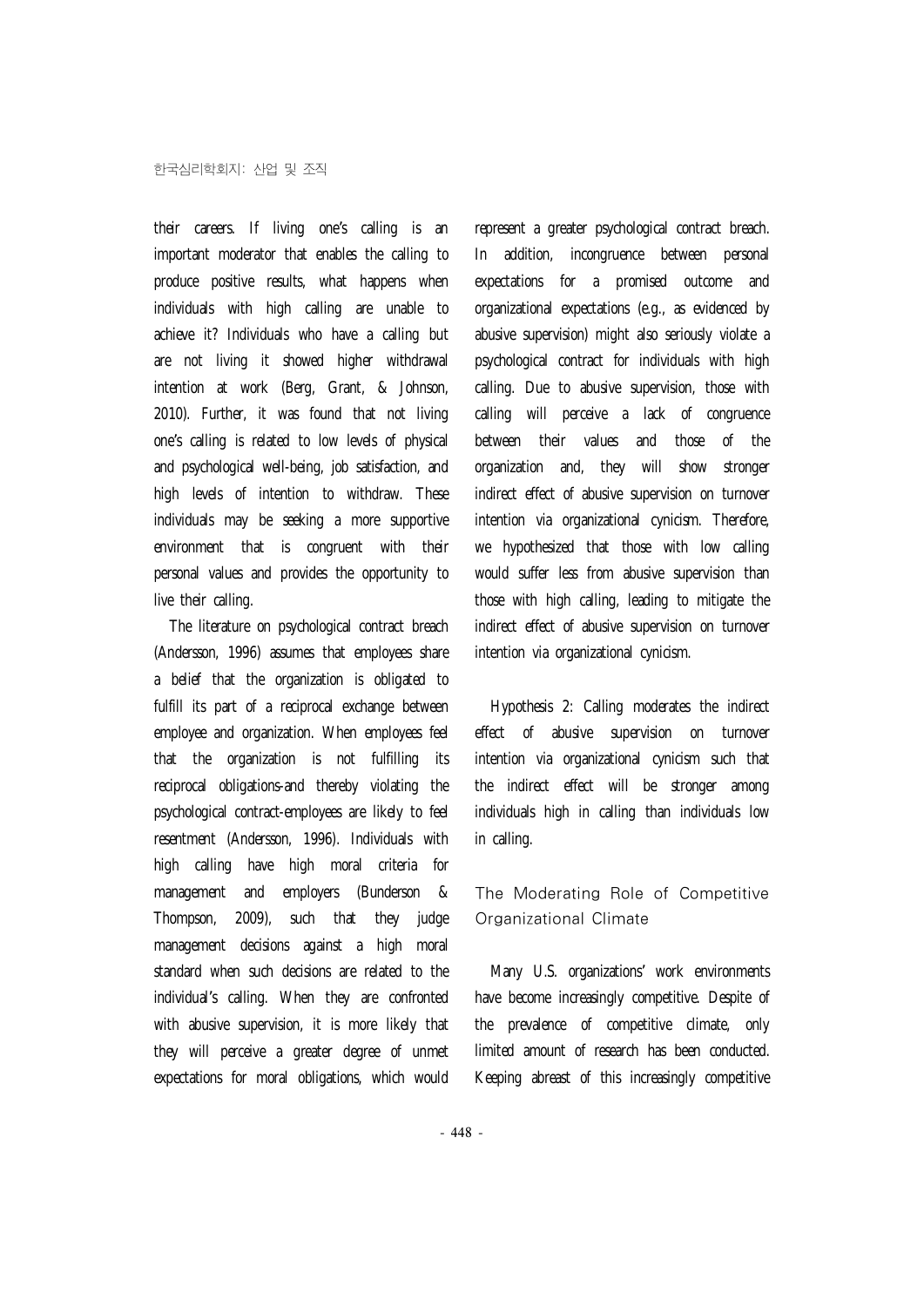their careers. If living one's calling is an important moderator that enables the calling to produce positive results, what happens when individuals with high calling are unable to achieve it? Individuals who have a calling but are not living it showed higher withdrawal intention at work (Berg, Grant, & Johnson, 2010). Further, it was found that not living one's calling is related to low levels of physical and psychological well-being, job satisfaction, and high levels of intention to withdraw. These individuals may be seeking a more supportive environment that is congruent with their personal values and provides the opportunity to live their calling.

The literature on psychological contract breach (Andersson, 1996) assumes that employees share a belief that the organization is obligated to fulfill its part of a reciprocal exchange between employee and organization. When employees feel that the organization is not fulfilling its reciprocal obligations-and thereby violating the psychological contract-employees are likely to feel resentment (Andersson, 1996). Individuals with high calling have high moral criteria for management and employers (Bunderson & Thompson, 2009), such that they judge management decisions against a high moral standard when such decisions are related to the individual's calling. When they are confronted with abusive supervision, it is more likely that they will perceive a greater degree of unmet expectations for moral obligations, which would represent a greater psychological contract breach. In addition, incongruence between personal expectations for a promised outcome and organizational expectations (e.g., as evidenced by abusive supervision) might also seriously violate a psychological contract for individuals with high calling. Due to abusive supervision, those with calling will perceive a lack of congruence between their values and those of the organization and, they will show stronger indirect effect of abusive supervision on turnover intention via organizational cynicism. Therefore, we hypothesized that those with low calling would suffer less from abusive supervision than those with high calling, leading to mitigate the indirect effect of abusive supervision on turnover intention via organizational cynicism.

Hypothesis 2: Calling moderates the indirect effect of abusive supervision on turnover intention via organizational cynicism such that the indirect effect will be stronger among individuals high in calling than individuals low in calling.

## The Moderating Role of Competitive Organizational Climate

Many U.S. organizations' work environments have become increasingly competitive. Despite of the prevalence of competitive climate, only limited amount of research has been conducted. Keeping abreast of this increasingly competitive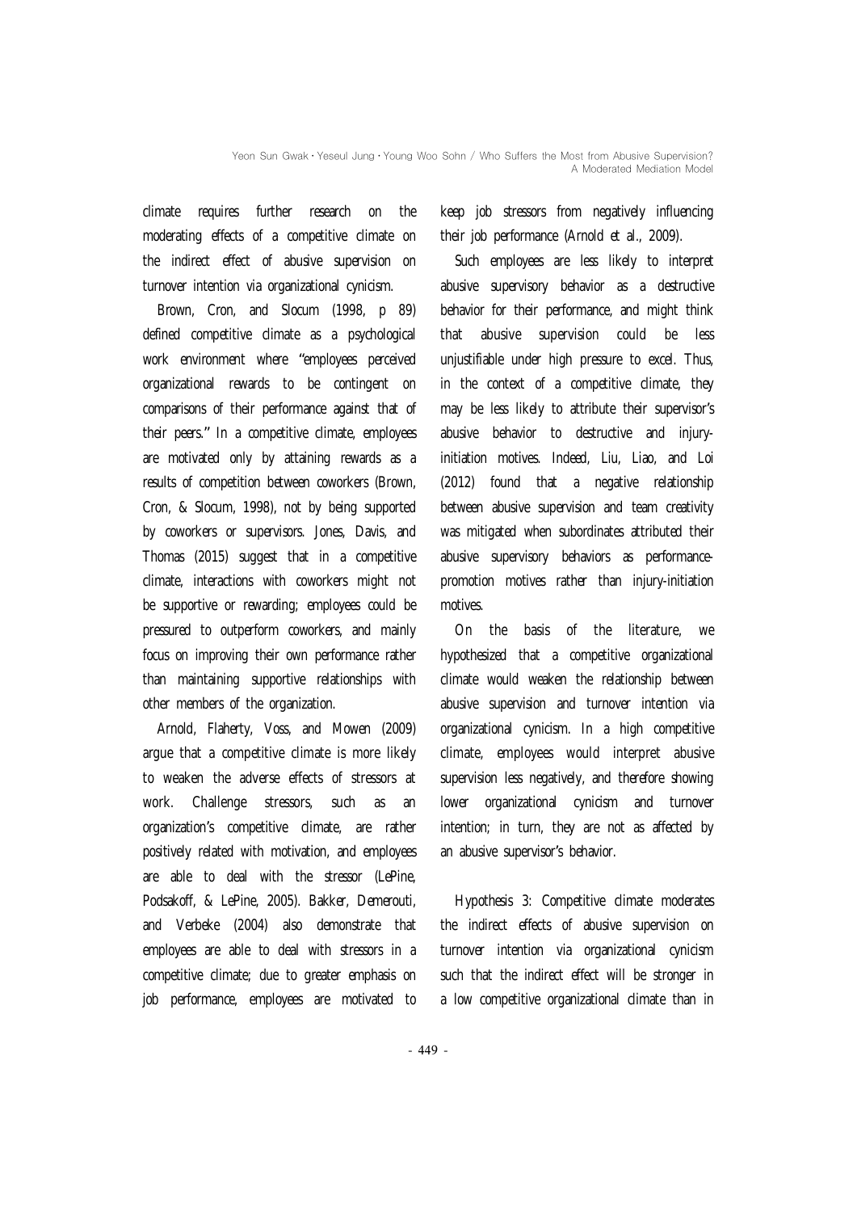climate requires further research on the moderating effects of a competitive climate on the indirect effect of abusive supervision on turnover intention via organizational cynicism.

Brown, Cron, and Slocum (1998, p 89) defined competitive climate as a psychological work environment where "employees perceived organizational rewards to be contingent on comparisons of their performance against that of their peers." In a competitive climate, employees are motivated only by attaining rewards as a results of competition between coworkers (Brown, Cron, & Slocum, 1998), not by being supported by coworkers or supervisors. Jones, Davis, and Thomas (2015) suggest that in a competitive climate, interactions with coworkers might not be supportive or rewarding; employees could be pressured to outperform coworkers, and mainly focus on improving their own performance rather than maintaining supportive relationships with other members of the organization.

Arnold, Flaherty, Voss, and Mowen (2009) argue that a competitive climate is more likely to weaken the adverse effects of stressors at work. Challenge stressors, such as an organization's competitive climate, are rather positively related with motivation, and employees are able to deal with the stressor (LePine, Podsakoff, & LePine, 2005). Bakker, Demerouti, and Verbeke (2004) also demonstrate that employees are able to deal with stressors in a competitive climate; due to greater emphasis on job performance, employees are motivated to keep job stressors from negatively influencing their job performance (Arnold et al., 2009).

Such employees are less likely to interpret abusive supervisory behavior as a destructive behavior for their performance, and might think that abusive supervision could be less unjustifiable under high pressure to excel. Thus, in the context of a competitive climate, they may be less likely to attribute their supervisor's abusive behavior to destructive and injury-initiation motives. Indeed, Liu, Liao, and Loi (2012) found that a negative relationship between abusive supervision and team creativity was mitigated when subordinates attributed their abusive supervisory behaviors as performance-promotion motives rather than injury-initiation motives.

On the basis of the literature, we hypothesized that a competitive organizational climate would weaken the relationship between abusive supervision and turnover intention via organizational cynicism. In a high competitive climate, employees would interpret abusive supervision less negatively, and therefore showing lower organizational cynicism and turnover intention; in turn, they are not as affected by an abusive supervisor's behavior.

Hypothesis 3: Competitive climate moderates the indirect effects of abusive supervision on turnover intention via organizational cynicism such that the indirect effect will be stronger in a low competitive organizational climate than in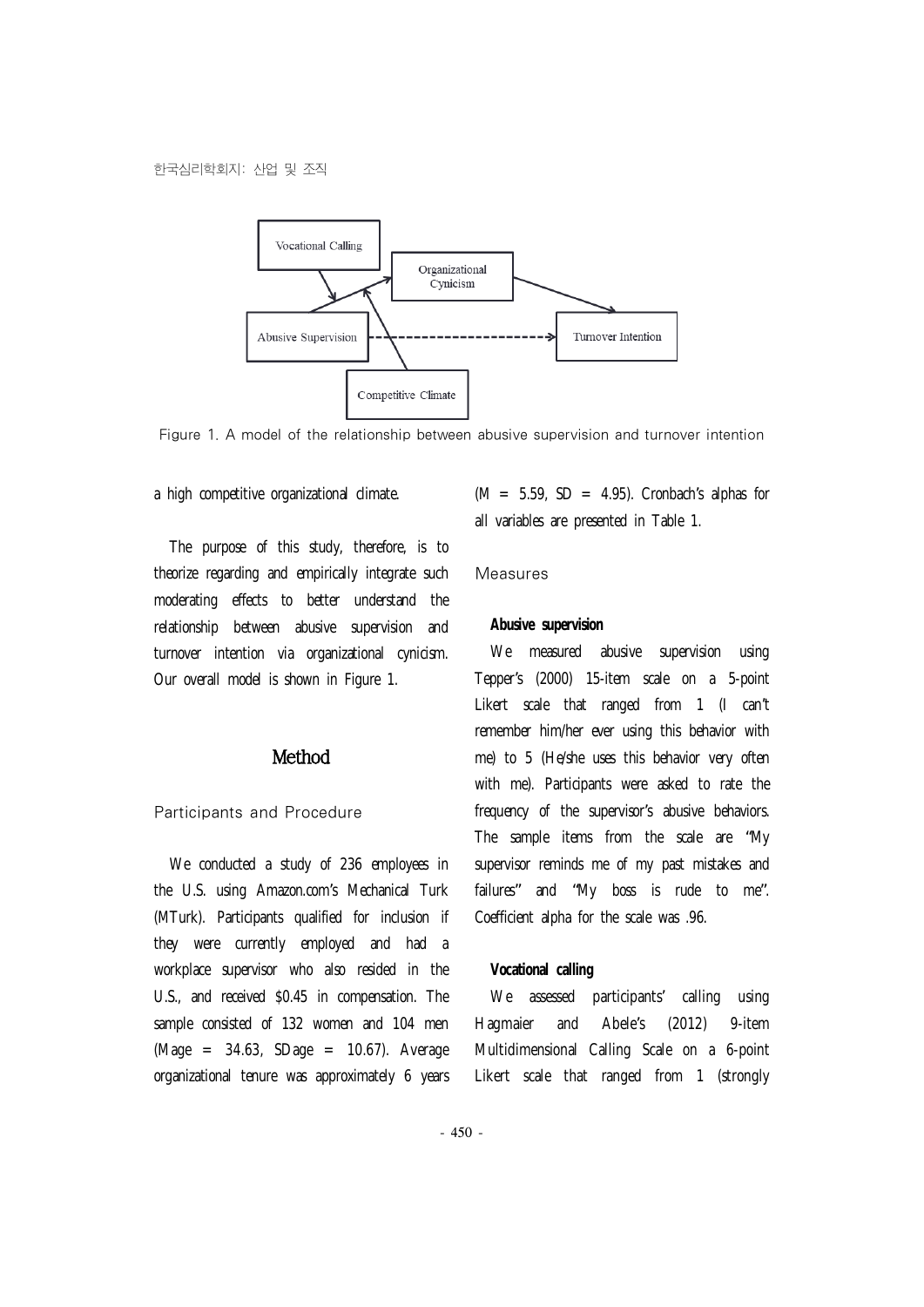Figure 1. A model of the relationship between abusive supervision and turnover intention

a high competitive organizational climate.

The purpose of this study, therefore, is to theorize regarding and empirically integrate such moderating effects to better understand the relationship between abusive supervision and turnover intention via organizational cynicism. Our overall model is shown in Figure 1.

## Method

### Participants and Procedure

We conducted a study of 236 employees in the U.S. using Amazon.com's Mechanical Turk (MTurk). Participants qualified for inclusion if they were currently employed and had a workplace supervisor who also resided in the U.S., and received $0.45 in compensation. The sample consisted of 132 women and 104 men ($M_{age}$ = 34.63, $SD_{age}$ = 10.67). Average organizational tenure was approximately 6 years ($M$ = 5.59, $SD$ = 4.95). Cronbach's alphas for all variables are presented in Table 1.

### Measures

**Abusive supervision**

We measured abusive supervision using Tepper's (2000) 15-item scale on a 5-point Likert scale that ranged from 1 (I can't remember him/her ever using this behavior with me) to 5 (He/she uses this behavior very often with me). Participants were asked to rate the frequency of the supervisor's abusive behaviors. The sample items from the scale are "My supervisor reminds me of my past mistakes and failures" and "My boss is rude to me". Coefficient alpha for the scale was .96.

**Vocational calling**

We assessed participants' calling using Hagmaier and Abele's (2012) 9-item Multidimensional Calling Scale on a 6-point Likert scale that ranged from 1 (strongly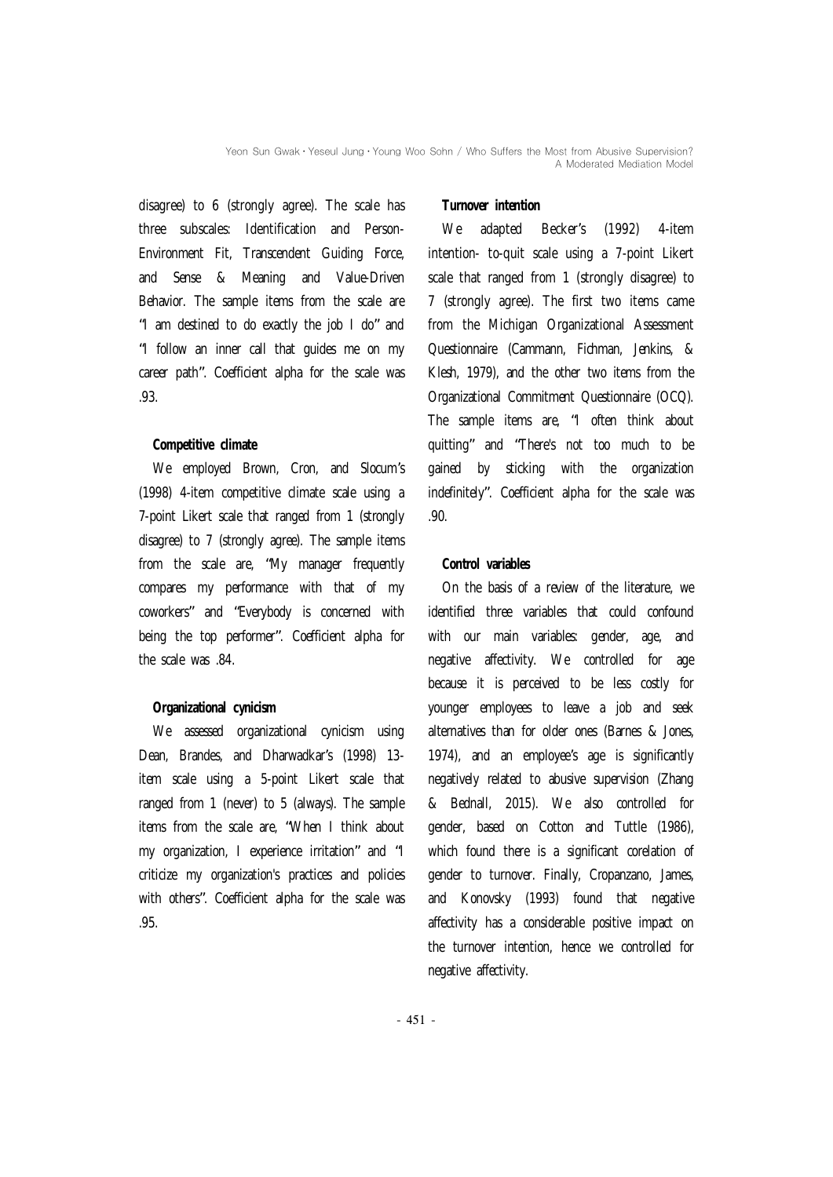disagree) to 6 (strongly agree). The scale has three subscales: Identification and Person-Environment Fit, Transcendent Guiding Force, and Sense & Meaning and Value-Driven Behavior. The sample items from the scale are "I am destined to do exactly the job I do" and "I follow an inner call that guides me on my career path". Coefficient alpha for the scale was .93.

**Competitive climate**

We employed Brown, Cron, and Slocum's (1998) 4-item competitive climate scale using a 7-point Likert scale that ranged from 1 (strongly disagree) to 7 (strongly agree). The sample items from the scale are, "My manager frequently compares my performance with that of my coworkers" and "Everybody is concerned with being the top performer". Coefficient alpha for the scale was .84.

**Organizational cynicism**

We assessed organizational cynicism using Dean, Brandes, and Dharwadkar's (1998) 13-item scale using a 5-point Likert scale that ranged from 1 (never) to 5 (always). The sample items from the scale are, "When I think about my organization, I experience irritation" and "I criticize my organization's practices and policies with others". Coefficient alpha for the scale was .95.

**Turnover intention**

We adapted Becker's (1992) 4-item intention- to-quit scale using a 7-point Likert scale that ranged from 1 (strongly disagree) to 7 (strongly agree). The first two items came from the Michigan Organizational Assessment Questionnaire (Cammann, Fichman, Jenkins, & Klesh, 1979), and the other two items from the Organizational Commitment Questionnaire (OCQ). The sample items are, "I often think about quitting" and "There's not too much to be gained by sticking with the organization indefinitely". Coefficient alpha for the scale was .90.

**Control variables**

On the basis of a review of the literature, we identified three variables that could confound with our main variables: gender, age, and negative affectivity. We controlled for age because it is perceived to be less costly for younger employees to leave a job and seek alternatives than for older ones (Barnes & Jones, 1974), and an employee's age is significantly negatively related to abusive supervision (Zhang & Bednall, 2015). We also controlled for gender, based on Cotton and Tuttle (1986), which found there is a significant corelation of gender to turnover. Finally, Cropanzano, James, and Konovsky (1993) found that negative affectivity has a considerable positive impact on the turnover intention, hence we controlled for negative affectivity.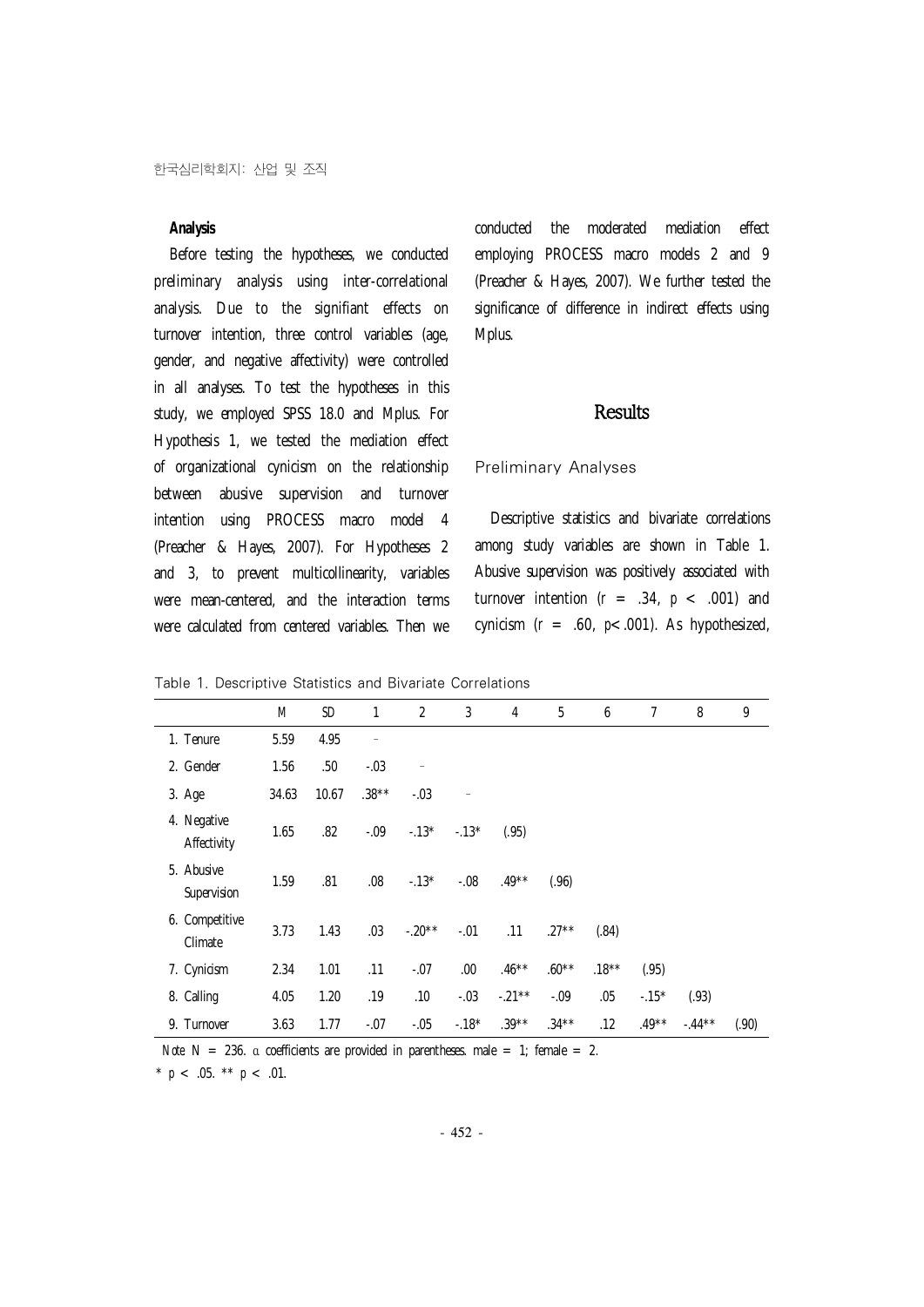### Analysis

Before testing the hypotheses, we conducted preliminary analysis using inter-correlational analysis. Due to the signifiant effects on turnover intention, three control variables (age, gender, and negative affectivity) were controlled in all analyses. To test the hypotheses in this study, we employed SPSS 18.0 and Mplus. For Hypothesis 1, we tested the mediation effect of organizational cynicism on the relationship between abusive supervision and turnover intention using PROCESS macro model 4 (Preacher & Hayes, 2007). For Hypotheses 2 and 3, to prevent multicollinearity, variables were mean-centered, and the interaction terms were calculated from centered variables. Then we conducted the moderated mediation effect employing PROCESS macro models 2 and 9 (Preacher & Hayes, 2007). We further tested the significance of difference in indirect effects using Mplus.

## Results

### Preliminary Analyses

Descriptive statistics and bivariate correlations among study variables are shown in Table 1. Abusive supervision was positively associated with turnover intention ($r$ = .34, $p$ < .001) and cynicism ($r$ = .60, $p$< .001). As hypothesized,

Table 1. Descriptive Statistics and Bivariate Correlations

| | M | SD | 1 | 2 | 3 | 4 | 5 | 6 | 7 | 8 | 9 |
|---|---|---|---|---|---|---|---|---|---|---|---|
| 1. Tenure | 5.59 | 4.95 | – | | | | | | | | |
| 2. Gender | 1.56 | .50 | -.03 | – | | | | | | | |
| 3. Age | 34.63 | 10.67 | .38** | -.03 | – | | | | | | |
| 4. Negative Affectivity | 1.65 | .82 | -.09 | -.13* | -.13* | (.95) | | | | | |
| 5. Abusive Supervision | 1.59 | .81 | .08 | -.13* | -.08 | .49** | (.96) | | | | |
| 6. Competitive Climate | 3.73 | 1.43 | .03 | -.20** | -.01 | .11 | .27** | (.84) | | | |
| 7. Cynicism | 2.34 | 1.01 | .11 | -.07 | .00 | .46** | .60** | .18** | (.95) | | |
| 8. Calling | 4.05 | 1.20 | .19 | .10 | -.03 | -.21** | -.09 | .05 | -.15* | (.93) | |
| 9. Turnover | 3.63 | 1.77 | -.07 | -.05 | -.18* | .39** | .34** | .12 | .49** | -.44** | (.90) |

*Note.* N = 236. α coefficients are provided in parentheses. male = 1; female = 2.

* $p$ < .05. ** $p$ < .01.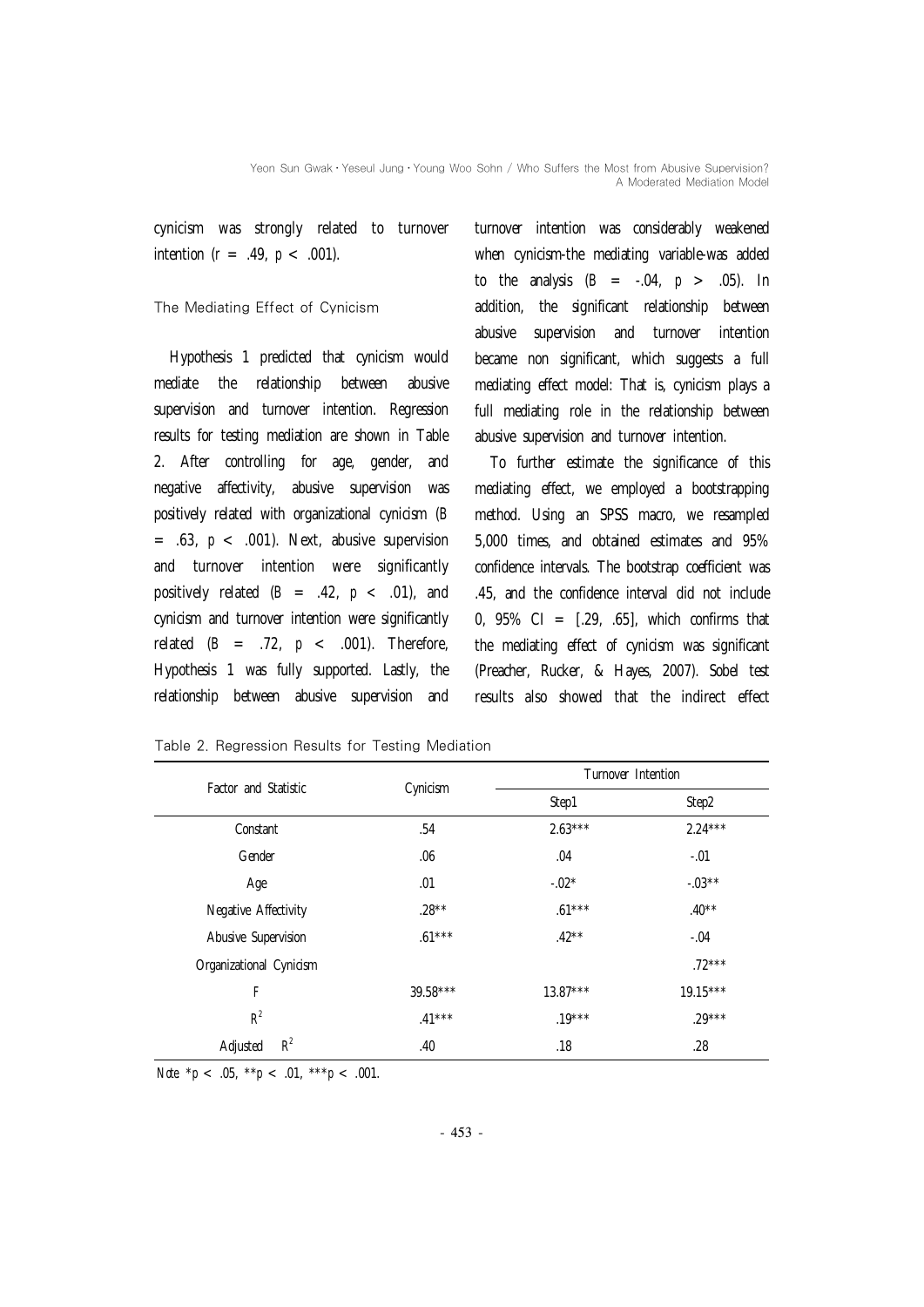cynicism was strongly related to turnover intention ($r$ = .49, $p$ < .001).

### The Mediating Effect of Cynicism

Hypothesis 1 predicted that cynicism would mediate the relationship between abusive supervision and turnover intention. Regression results for testing mediation are shown in Table 2. After controlling for age, gender, and negative affectivity, abusive supervision was positively related with organizational cynicism ($B$ = .63, $p$ < .001). Next, abusive supervision and turnover intention were significantly positively related ($B$ = .42, $p$ < .01), and cynicism and turnover intention were significantly related ($B$ = .72, $p$ < .001). Therefore, Hypothesis 1 was fully supported. Lastly, the relationship between abusive supervision and turnover intention was considerably weakened when cynicism-the mediating variable-was added to the analysis ($B$ = -.04, $p$ > .05). In addition, the significant relationship between abusive supervision and turnover intention became non significant, which suggests a full mediating effect model: That is, cynicism plays a full mediating role in the relationship between abusive supervision and turnover intention.

To further estimate the significance of this mediating effect, we employed a bootstrapping method. Using an SPSS macro, we resampled 5,000 times, and obtained estimates and 95% confidence intervals. The bootstrap coefficient was .45, and the confidence interval did not include 0, 95% CI = [.29, .65], which confirms that the mediating effect of cynicism was significant (Preacher, Rucker, & Hayes, 2007). Sobel test results also showed that the indirect effect

Table 2. Regression Results for Testing Mediation

| Factor and Statistic | Cynicism | Turnover Intention | |
|---|---|---|---|
| | | Step1 | Step2 |
| Constant | .54 | 2.63*** | 2.24*** |
| Gender | .06 | .04 | -.01 |
| Age | .01 | -.02* | -.03** |
| Negative Affectivity | .28** | .61*** | .40** |
| Abusive Supervision | .61*** | .42** | -.04 |
| Organizational Cynicism | | | .72*** |
| $F$ | 39.58*** | 13.87*** | 19.15*** |
| $R^2$ | .41*** | .19*** | .29*** |
| Adjusted $R^2$ | .40 | .18 | .28 |

*Note* *$p$ < .05, **$p$ < .01, ***$p$ < .001.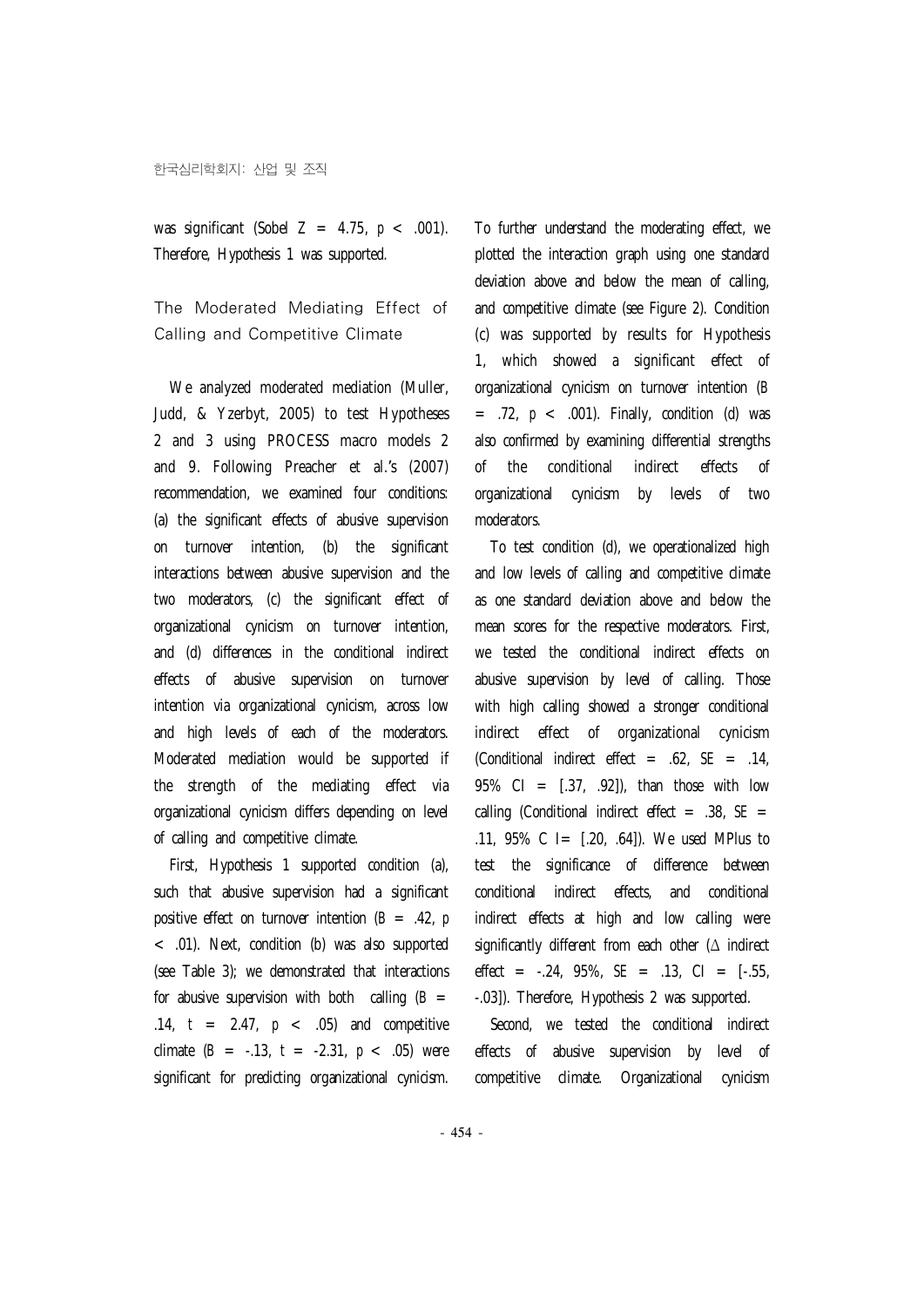was significant (Sobel $Z = 4.75$, $p < .001$). Therefore, Hypothesis 1 was supported.

## The Moderated Mediating Effect of Calling and Competitive Climate

We analyzed moderated mediation (Muller, Judd, & Yzerbyt, 2005) to test Hypotheses 2 and 3 using PROCESS macro models 2 and 9. Following Preacher et al.'s (2007) recommendation, we examined four conditions: (a) the significant effects of abusive supervision on turnover intention, (b) the significant interactions between abusive supervision and the two moderators, (c) the significant effect of organizational cynicism on turnover intention, and (d) differences in the conditional indirect effects of abusive supervision on turnover intention via organizational cynicism, across low and high levels of each of the moderators. Moderated mediation would be supported if the strength of the mediating effect via organizational cynicism differs depending on level of calling and competitive climate.

First, Hypothesis 1 supported condition (a), such that abusive supervision had a significant positive effect on turnover intention ($B = .42$, $p < .01$). Next, condition (b) was also supported (see Table 3); we demonstrated that interactions for abusive supervision with both calling ($B = .14$, $t = 2.47$, $p < .05$) and competitive climate ($B = -.13$, $t = -2.31$, $p < .05$) were significant for predicting organizational cynicism. To further understand the moderating effect, we plotted the interaction graph using one standard deviation above and below the mean of calling, and competitive climate (see Figure 2). Condition (c) was supported by results for Hypothesis 1, which showed a significant effect of organizational cynicism on turnover intention ($B = .72$, $p < .001$). Finally, condition (d) was also confirmed by examining differential strengths of the conditional indirect effects of organizational cynicism by levels of two moderators.

To test condition (d), we operationalized high and low levels of calling and competitive climate as one standard deviation above and below the mean scores for the respective moderators. First, we tested the conditional indirect effects on abusive supervision by level of calling. Those with high calling showed a stronger conditional indirect effect of organizational cynicism (Conditional indirect effect = .62, $SE = .14$, 95% CI = [.37, .92]), than those with low calling (Conditional indirect effect = .38, $SE = .11$, 95% C I= [.20, .64]). We used MPlus to test the significance of difference between conditional indirect effects, and conditional indirect effects at high and low calling were significantly different from each other ($\Delta$ indirect effect = -.24, 95%, $SE = .13$, CI = [-.55, -.03]). Therefore, Hypothesis 2 was supported.

Second, we tested the conditional indirect effects of abusive supervision by level of competitive climate. Organizational cynicism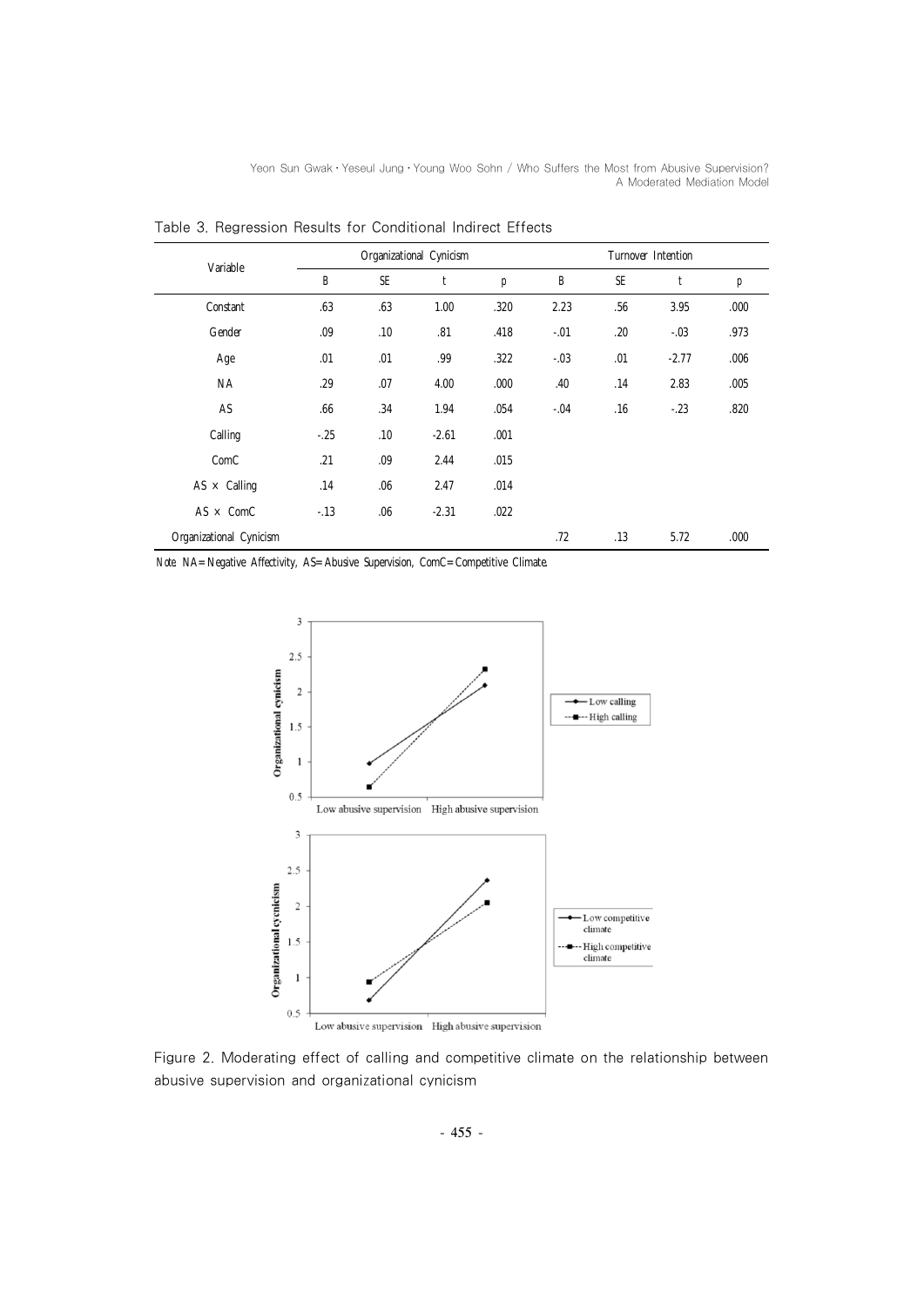Table 3. Regression Results for Conditional Indirect Effects

| Variable | Organizational Cynicism | | | | Turnover Intention | | | |
|---|---|---|---|---|---|---|---|---|
| | B | SE | t | p | B | SE | t | p |
| Constant | .63 | .63 | 1.00 | .320 | 2.23 | .56 | 3.95 | .000 |
| Gender | .09 | .10 | .81 | .418 | -.01 | .20 | -.03 | .973 |
| Age | .01 | .01 | .99 | .322 | -.03 | .01 | -2.77 | .006 |
| NA | .29 | .07 | 4.00 | .000 | .40 | .14 | 2.83 | .005 |
| AS | .66 | .34 | 1.94 | .054 | -.04 | .16 | -.23 | .820 |
| Calling | -.25 | .10 | -2.61 | .001 | | | | |
| ComC | .21 | .09 | 2.44 | .015 | | | | |
| AS × Calling | .14 | .06 | 2.47 | .014 | | | | |
| AS × ComC | -.13 | .06 | -2.31 | .022 | | | | |
| Organizational Cynicism | | | | | .72 | .13 | 5.72 | .000 |

Note. NA= Negative Affectivity, AS= Abusive Supervision, ComC= Competitive Climate.

Figure 2. Moderating effect of calling and competitive climate on the relationship between abusive supervision and organizational cynicism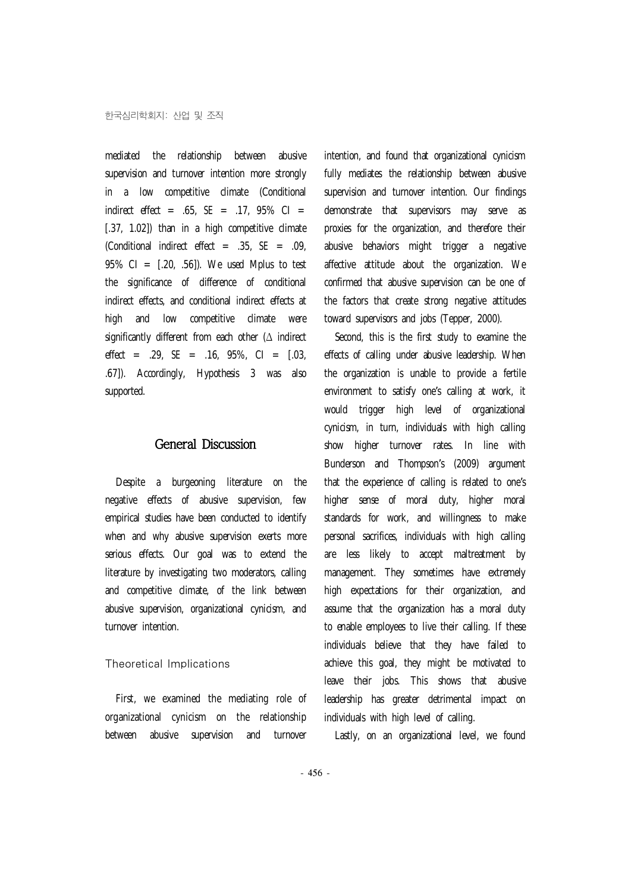mediated the relationship between abusive supervision and turnover intention more strongly in a low competitive climate (Conditional indirect effect = .65, SE = .17, 95% CI = [.37, 1.02]) than in a high competitive climate (Conditional indirect effect = .35, SE = .09, 95% CI = [.20, .56]). We used Mplus to test the significance of difference of conditional indirect effects, and conditional indirect effects at high and low competitive climate were significantly different from each other ($\Delta$ indirect effect = .29, SE = .16, 95%, CI = [.03, .67]). Accordingly, Hypothesis 3 was also supported.

## General Discussion

Despite a burgeoning literature on the negative effects of abusive supervision, few empirical studies have been conducted to identify when and why abusive supervision exerts more serious effects. Our goal was to extend the literature by investigating two moderators, calling and competitive climate, of the link between abusive supervision, organizational cynicism, and turnover intention.

### Theoretical Implications

First, we examined the mediating role of organizational cynicism on the relationship between abusive supervision and turnover intention, and found that organizational cynicism fully mediates the relationship between abusive supervision and turnover intention. Our findings demonstrate that supervisors may serve as proxies for the organization, and therefore their abusive behaviors might trigger a negative affective attitude about the organization. We confirmed that abusive supervision can be one of the factors that create strong negative attitudes toward supervisors and jobs (Tepper, 2000).

Second, this is the first study to examine the effects of calling under abusive leadership. When the organization is unable to provide a fertile environment to satisfy one's calling at work, it would trigger high level of organizational cynicism, in turn, individuals with high calling show higher turnover rates. In line with Bunderson and Thompson's (2009) argument that the experience of calling is related to one's higher sense of moral duty, higher moral standards for work, and willingness to make personal sacrifices, individuals with high calling are less likely to accept maltreatment by management. They sometimes have extremely high expectations for their organization, and assume that the organization has a moral duty to enable employees to live their calling. If these individuals believe that they have failed to achieve this goal, they might be motivated to leave their jobs. This shows that abusive leadership has greater detrimental impact on individuals with high level of calling.

Lastly, on an organizational level, we found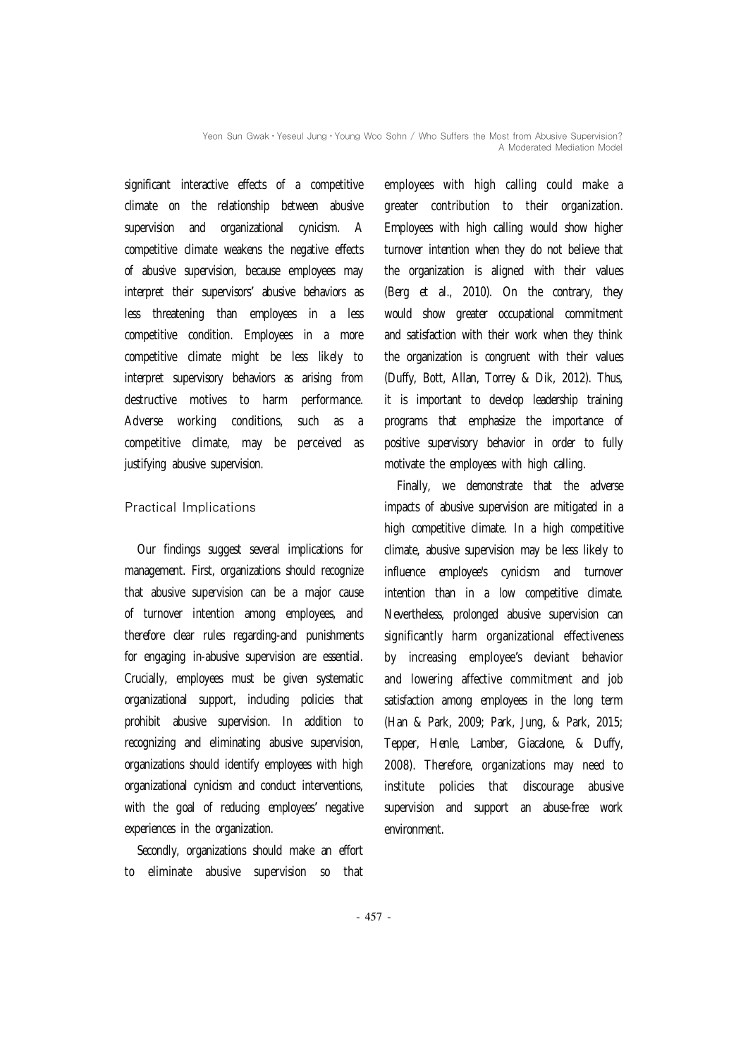significant interactive effects of a competitive climate on the relationship between abusive supervision and organizational cynicism. A competitive climate weakens the negative effects of abusive supervision, because employees may interpret their supervisors' abusive behaviors as less threatening than employees in a less competitive condition. Employees in a more competitive climate might be less likely to interpret supervisory behaviors as arising from destructive motives to harm performance. Adverse working conditions, such as a competitive climate, may be perceived as justifying abusive supervision.

### Practical Implications

Our findings suggest several implications for management. First, organizations should recognize that abusive supervision can be a major cause of turnover intention among employees, and therefore clear rules regarding-and punishments for engaging in-abusive supervision are essential. Crucially, employees must be given systematic organizational support, including policies that prohibit abusive supervision. In addition to recognizing and eliminating abusive supervision, organizations should identify employees with high organizational cynicism and conduct interventions, with the goal of reducing employees' negative experiences in the organization.

Secondly, organizations should make an effort to eliminate abusive supervision so that employees with high calling could make a greater contribution to their organization. Employees with high calling would show higher turnover intention when they do not believe that the organization is aligned with their values (Berg et al., 2010). On the contrary, they would show greater occupational commitment and satisfaction with their work when they think the organization is congruent with their values (Duffy, Bott, Allan, Torrey & Dik, 2012). Thus, it is important to develop leadership training programs that emphasize the importance of positive supervisory behavior in order to fully motivate the employees with high calling.

Finally, we demonstrate that the adverse impacts of abusive supervision are mitigated in a high competitive climate. In a high competitive climate, abusive supervision may be less likely to influence employee's cynicism and turnover intention than in a low competitive climate. Nevertheless, prolonged abusive supervision can significantly harm organizational effectiveness by increasing employee's deviant behavior and lowering affective commitment and job satisfaction among employees in the long term (Han & Park, 2009; Park, Jung, & Park, 2015; Tepper, Henle, Lamber, Giacalone, & Duffy, 2008). Therefore, organizations may need to institute policies that discourage abusive supervision and support an abuse-free work environment.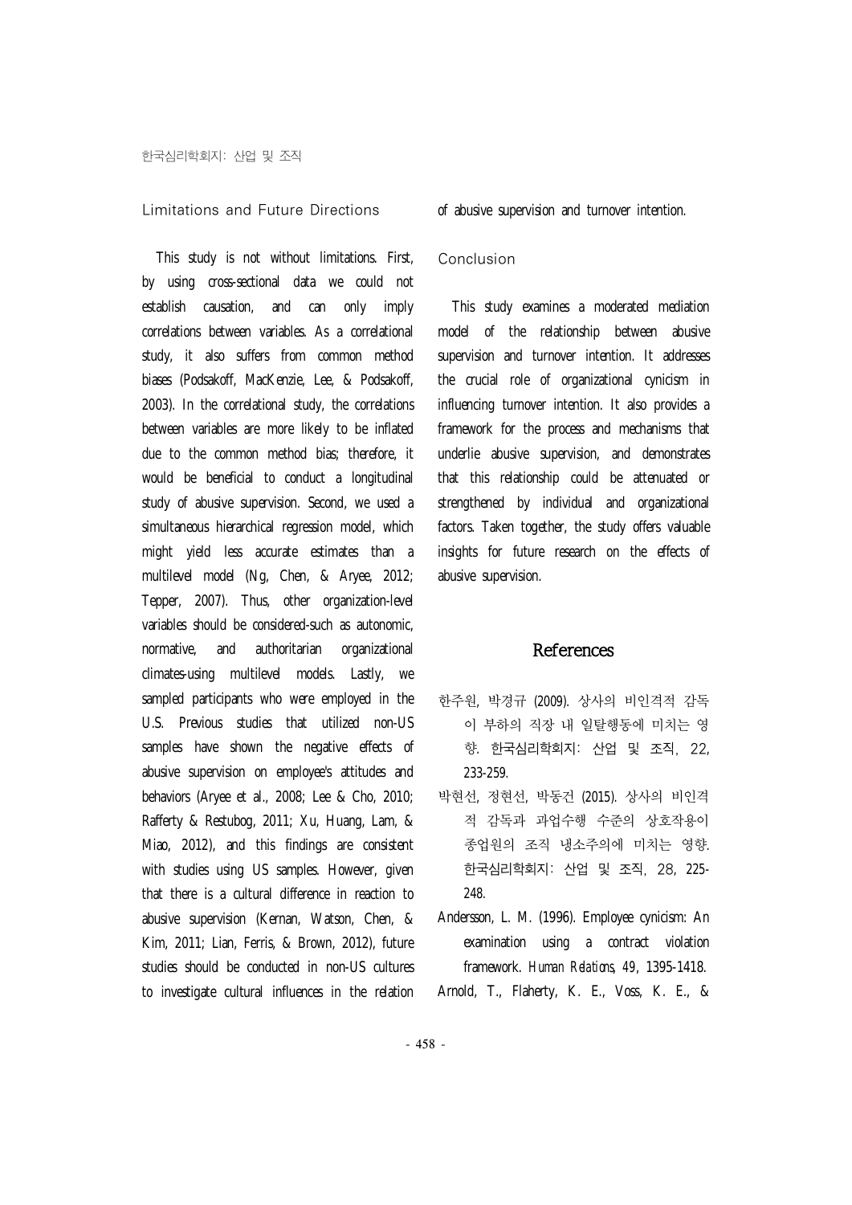### Limitations and Future Directions

This study is not without limitations. First, by using cross-sectional data we could not establish causation, and can only imply correlations between variables. As a correlational study, it also suffers from common method biases (Podsakoff, MacKenzie, Lee, & Podsakoff, 2003). In the correlational study, the correlations between variables are more likely to be inflated due to the common method bias; therefore, it would be beneficial to conduct a longitudinal study of abusive supervision. Second, we used a simultaneous hierarchical regression model, which might yield less accurate estimates than a multilevel model (Ng, Chen, & Aryee, 2012; Tepper, 2007). Thus, other organization-level variables should be considered-such as autonomic, normative, and authoritarian organizational climates-using multilevel models. Lastly, we sampled participants who were employed in the U.S. Previous studies that utilized non-US samples have shown the negative effects of abusive supervision on employee's attitudes and behaviors (Aryee et al., 2008; Lee & Cho, 2010; Rafferty & Restubog, 2011; Xu, Huang, Lam, & Miao, 2012), and this findings are consistent with studies using US samples. However, given that there is a cultural difference in reaction to abusive supervision (Kernan, Watson, Chen, & Kim, 2011; Lian, Ferris, & Brown, 2012), future studies should be conducted in non-US cultures to investigate cultural influences in the relation of abusive supervision and turnover intention.

### Conclusion

This study examines a moderated mediation model of the relationship between abusive supervision and turnover intention. It addresses the crucial role of organizational cynicism in influencing turnover intention. It also provides a framework for the process and mechanisms that underlie abusive supervision, and demonstrates that this relationship could be attenuated or strengthened by individual and organizational factors. Taken together, the study offers valuable insights for future research on the effects of abusive supervision.

## References

한주원, 박경규 (2009). 상사의 비인격적 감독이 부하의 직장 내 일탈행동에 미치는 영향. 한국심리학회지: 산업 및 조직, 22, 233-259.

박현선, 정현선, 박동건 (2015). 상사의 비인격적 감독과 과업수행 수준의 상호작용이 종업원의 조직 냉소주의에 미치는 영향. 한국심리학회지: 산업 및 조직, 28, 225-248.

Andersson, L. M. (1996). Employee cynicism: An examination using a contract violation framework. *Human Relations, 49*, 1395-1418.

Arnold, T., Flaherty, K. E., Voss, K. E., &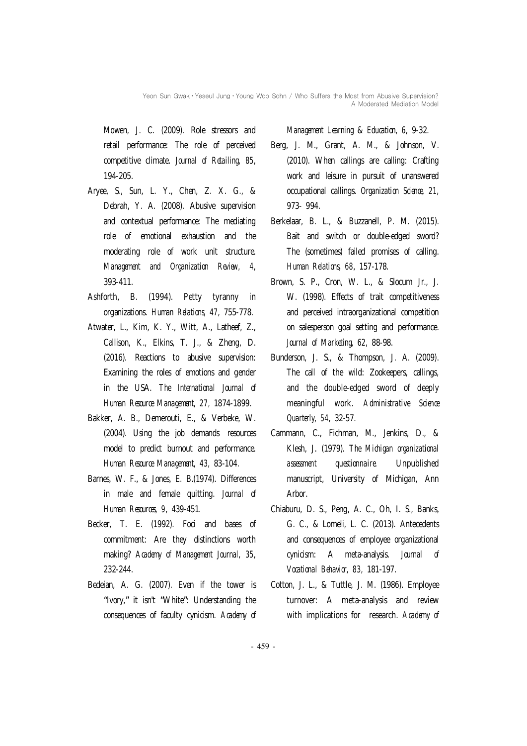Mowen, J. C. (2009). Role stressors and retail performance: The role of perceived competitive climate. *Journal of Retailing, 85*, 194-205.

Aryee, S., Sun, L. Y., Chen, Z. X. G., & Debrah, Y. A. (2008). Abusive supervision and contextual performance: The mediating role of emotional exhaustion and the moderating role of work unit structure. *Management and Organization Review, 4*, 393-411.

Ashforth, B. (1994). Petty tyranny in organizations. *Human Relations, 47*, 755-778.

Atwater, L., Kim, K. Y., Witt, A., Latheef, Z., Callison, K., Elkins, T. J., & Zheng, D. (2016). Reactions to abusive supervision: Examining the roles of emotions and gender in the USA. *The International Journal of Human Resource Management, 27*, 1874-1899.

Bakker, A. B., Demerouti, E., & Verbeke, W. (2004). Using the job demands resources model to predict burnout and performance. *Human Resource Management, 43*, 83-104.

Barnes, W. F., & Jones, E. B.(1974). Differences in male and female quitting. *Journal of Human Resources, 9*, 439-451.

Becker, T. E. (1992). Foci and bases of commitment: Are they distinctions worth making? *Academy of Management Journal, 35*, 232-244.

Bedeian, A. G. (2007). Even if the tower is "Ivory," it isn't "White": Understanding the consequences of faculty cynicism. *Academy of Management Learning & Education, 6*, 9-32.

Berg, J. M., Grant, A. M., & Johnson, V. (2010). When callings are calling: Crafting work and leisure in pursuit of unanswered occupational callings. *Organization Science, 21*, 973- 994.

Berkelaar, B. L., & Buzzanell, P. M. (2015). Bait and switch or double-edged sword? The (sometimes) failed promises of calling. *Human Relations, 68*, 157-178.

Brown, S. P., Cron, W. L., & Slocum Jr., J. W. (1998). Effects of trait competitiveness and perceived intraorganizational competition on salesperson goal setting and performance. *Journal of Marketing, 62*, 88-98.

Bunderson, J. S., & Thompson, J. A. (2009). The call of the wild: Zookeepers, callings, and the double-edged sword of deeply meaningful work. *Administrative Science Quarterly, 54*, 32-57.

Cammann, C., Fichman, M., Jenkins, D., & Klesh, J. (1979). *The Michigan organizational assessment questionnaire*. Unpublished manuscript, University of Michigan, Ann Arbor.

Chiaburu, D. S., Peng, A. C., Oh, I. S., Banks, G. C., & Lomeli, L. C. (2013). Antecedents and consequences of employee organizational cynicism: A meta-analysis. *Journal of Vocational Behavior, 83*, 181-197.

Cotton, J. L., & Tuttle, J. M. (1986). Employee turnover: A meta-analysis and review with implications for research. *Academy of*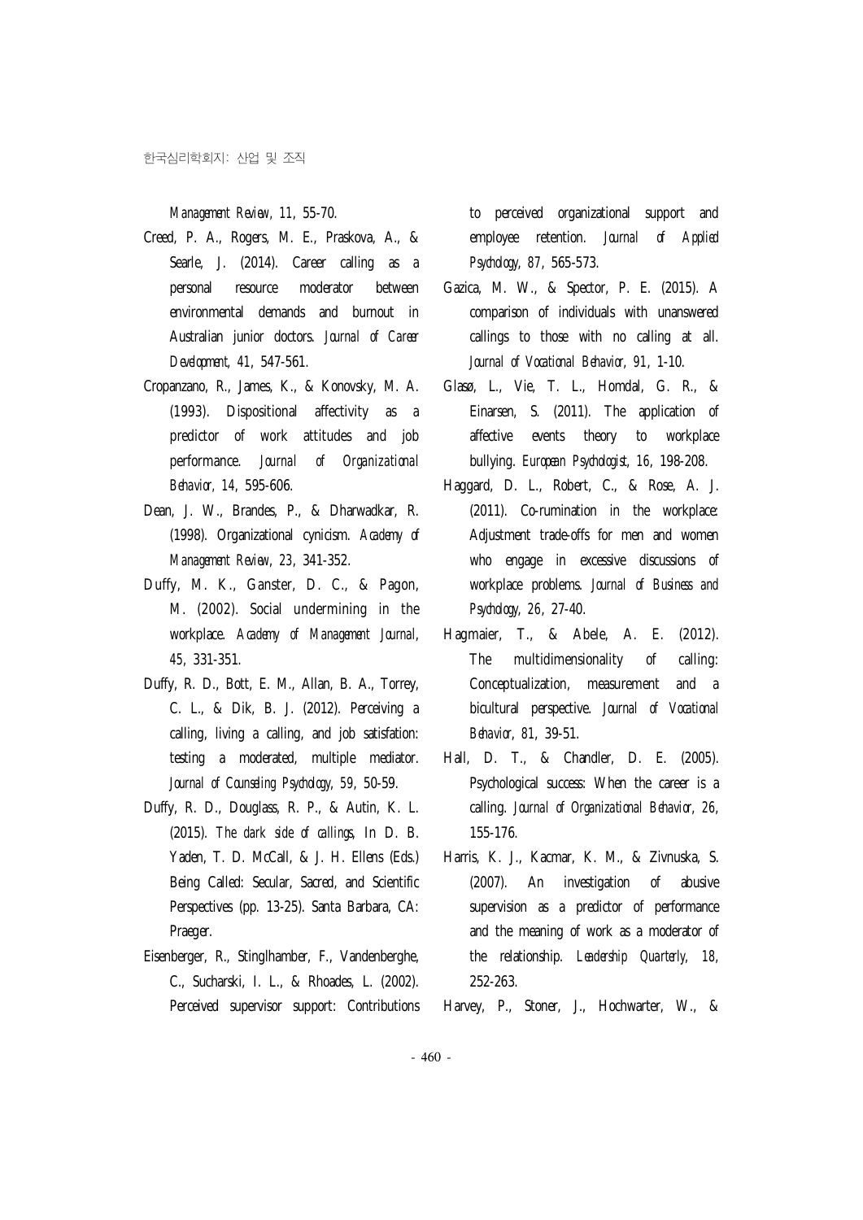*Management Review, 11*, 55-70.

Creed, P. A., Rogers, M. E., Praskova, A., & Searle, J. (2014). Career calling as a personal resource moderator between environmental demands and burnout in Australian junior doctors. *Journal of Career Development, 41*, 547-561.

Cropanzano, R., James, K., & Konovsky, M. A. (1993). Dispositional affectivity as a predictor of work attitudes and job performance. *Journal of Organizational Behavior, 14*, 595-606.

Dean, J. W., Brandes, P., & Dharwadkar, R. (1998). Organizational cynicism. *Academy of Management Review, 23*, 341-352.

Duffy, M. K., Ganster, D. C., & Pagon, M. (2002). Social undermining in the workplace. *Academy of Management Journal, 45*, 331-351.

Duffy, R. D., Bott, E. M., Allan, B. A., Torrey, C. L., & Dik, B. J. (2012). Perceiving a calling, living a calling, and job satisfation: testing a moderated, multiple mediator. *Journal of Counseling Psychology, 59*, 50-59.

Duffy, R. D., Douglass, R. P., & Autin, K. L. (2015). *The dark side of callings*, In D. B. Yaden, T. D. McCall, & J. H. Ellens (Eds.) Being Called: Secular, Sacred, and Scientific Perspectives (pp. 13-25). Santa Barbara, CA: Praeger.

Eisenberger, R., Stinglhamber, F., Vandenberghe, C., Sucharski, I. L., & Rhoades, L. (2002). Perceived supervisor support: Contributions to perceived organizational support and employee retention. *Journal of Applied Psychology, 87*, 565-573.

Gazica, M. W., & Spector, P. E. (2015). A comparison of individuals with unanswered callings to those with no calling at all. *Journal of Vocational Behavior, 91*, 1-10.

Glasø, L., Vie, T. L., Homdal, G. R., & Einarsen, S. (2011). The application of affective events theory to workplace bullying. *European Psychologist, 16*, 198-208.

Haggard, D. L., Robert, C., & Rose, A. J. (2011). Co-rumination in the workplace: Adjustment trade-offs for men and women who engage in excessive discussions of workplace problems. *Journal of Business and Psychology, 26*, 27-40.

Hagmaier, T., & Abele, A. E. (2012). The multidimensionality of calling: Conceptualization, measurement and a bicultural perspective. *Journal of Vocational Behavior, 81*, 39-51.

Hall, D. T., & Chandler, D. E. (2005). Psychological success: When the career is a calling. *Journal of Organizational Behavior, 26*, 155-176.

Harris, K. J., Kacmar, K. M., & Zivnuska, S. (2007). An investigation of abusive supervision as a predictor of performance and the meaning of work as a moderator of the relationship. *Leadership Quarterly, 18*, 252-263.

Harvey, P., Stoner, J., Hochwarter, W., &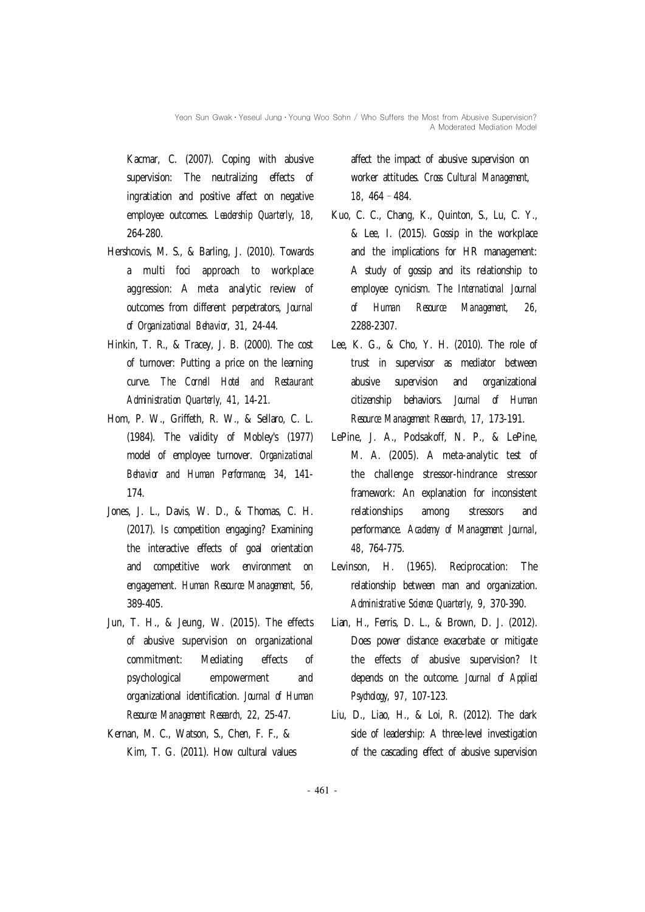Kacmar, C. (2007). Coping with abusive supervision: The neutralizing effects of ingratiation and positive affect on negative employee outcomes. *Leadership Quarterly, 18*, 264-280.

Hershcovis, M. S., & Barling, J. (2010). Towards a multi foci approach to workplace aggression: A meta analytic review of outcomes from different perpetrators, *Journal of Organizational Behavior, 31*, 24-44.

Hinkin, T. R., & Tracey, J. B. (2000). The cost of turnover: Putting a price on the learning curve. *The Cornell Hotel and Restaurant Administration Quarterly, 41*, 14-21.

Hom, P. W., Griffeth, R. W., & Sellaro, C. L. (1984). The validity of Mobley's (1977) model of employee turnover. *Organizational Behavior and Human Performance, 34*, 141-174.

Jones, J. L., Davis, W. D., & Thomas, C. H. (2017). Is competition engaging? Examining the interactive effects of goal orientation and competitive work environment on engagement. *Human Resource Management, 56*, 389-405.

Jun, T. H., & Jeung, W. (2015). The effects of abusive supervision on organizational commitment: Mediating effects of psychological empowerment and organizational identification. *Journal of Human Resource Management Research, 22*, 25-47.

Kernan, M. C., Watson, S., Chen, F. F., & Kim, T. G. (2011). How cultural values affect the impact of abusive supervision on worker attitudes. *Cross Cultural Management, 18*, 464–484.

Kuo, C. C., Chang, K., Quinton, S., Lu, C. Y., & Lee, I. (2015). Gossip in the workplace and the implications for HR management: A study of gossip and its relationship to employee cynicism. *The International Journal of Human Resource Management, 26*, 2288-2307.

Lee, K. G., & Cho, Y. H. (2010). The role of trust in supervisor as mediator between abusive supervision and organizational citizenship behaviors. *Journal of Human Resource Management Research, 17*, 173-191.

LePine, J. A., Podsakoff, N. P., & LePine, M. A. (2005). A meta-analytic test of the challenge stressor-hindrance stressor framework: An explanation for inconsistent relationships among stressors and performance. *Academy of Management Journal, 48*, 764-775.

Levinson, H. (1965). Reciprocation: The relationship between man and organization. *Administrative Science Quarterly, 9*, 370-390.

Lian, H., Ferris, D. L., & Brown, D. J. (2012). Does power distance exacerbate or mitigate the effects of abusive supervision? It depends on the outcome. *Journal of Applied Psychology, 97*, 107-123.

Liu, D., Liao, H., & Loi, R. (2012). The dark side of leadership: A three-level investigation of the cascading effect of abusive supervision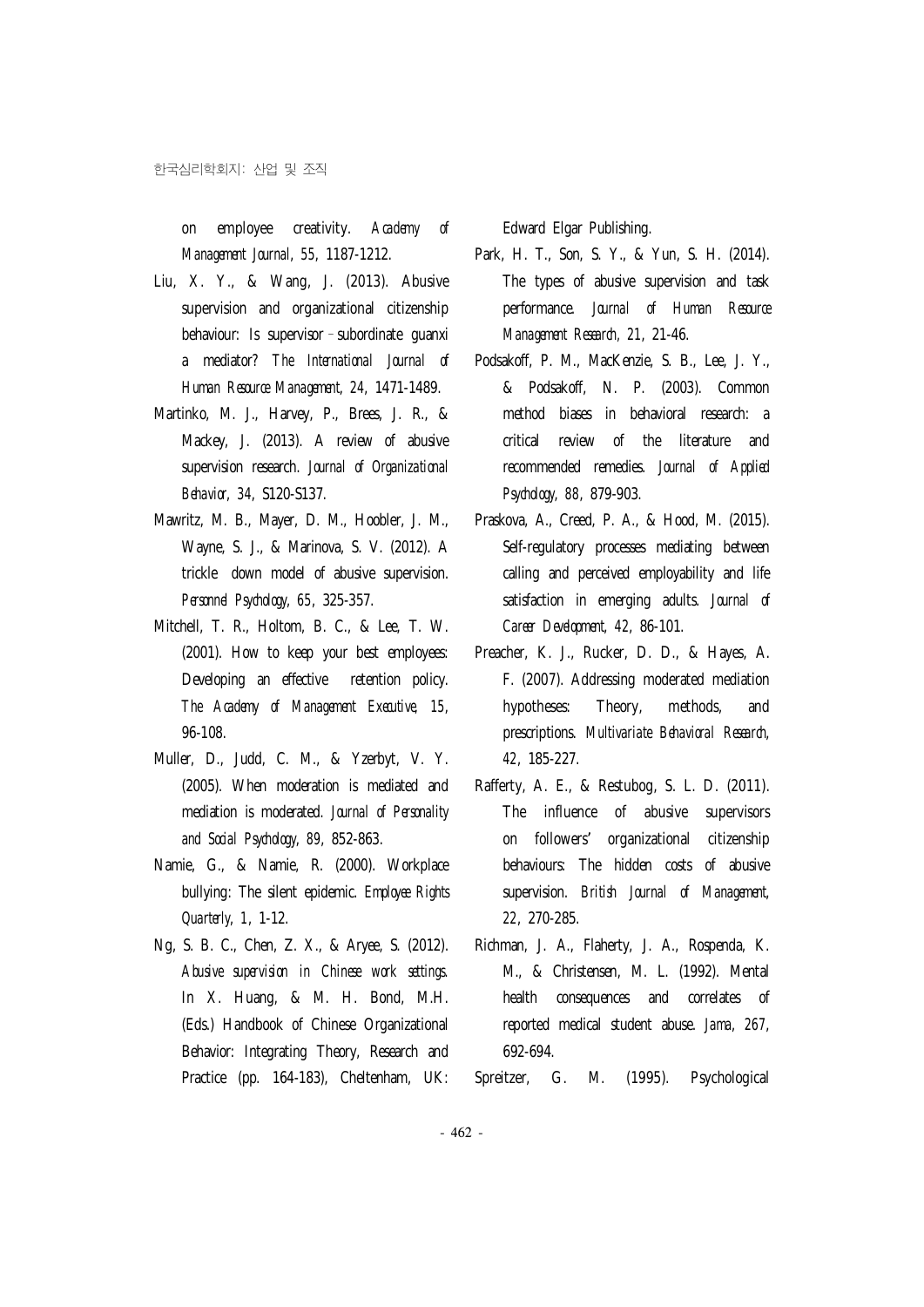on employee creativity. *Academy of Management Journal*, *55*, 1187-1212.

Liu, X. Y., & Wang, J. (2013). Abusive supervision and organizational citizenship behaviour: Is supervisor–subordinate guanxi a mediator? *The International Journal of Human Resource Management*, *24*, 1471-1489.

Martinko, M. J., Harvey, P., Brees, J. R., & Mackey, J. (2013). A review of abusive supervision research. *Journal of Organizational Behavior*, *34*, S120-S137.

Mawritz, M. B., Mayer, D. M., Hoobler, J. M., Wayne, S. J., & Marinova, S. V. (2012). A trickle down model of abusive supervision. *Personnel Psychology*, *65*, 325-357.

Mitchell, T. R., Holtom, B. C., & Lee, T. W. (2001). How to keep your best employees: Developing an effective retention policy. *The Academy of Management Executive*, *15*, 96-108.

Muller, D., Judd, C. M., & Yzerbyt, V. Y. (2005). When moderation is mediated and mediation is moderated. *Journal of Personality and Social Psychology*, *89*, 852-863.

Namie, G., & Namie, R. (2000). Workplace bullying: The silent epidemic. *Employee Rights Quarterly*, *1*, 1-12.

Ng, S. B. C., Chen, Z. X., & Aryee, S. (2012). *Abusive supervision in Chinese work settings*. In X. Huang, & M. H. Bond, M.H. (Eds.) Handbook of Chinese Organizational Behavior: Integrating Theory, Research and Practice (pp. 164-183), Cheltenham, UK: Edward Elgar Publishing.

Park, H. T., Son, S. Y., & Yun, S. H. (2014). The types of abusive supervision and task performance. *Journal of Human Resource Management Research*, *21*, 21-46.

Podsakoff, P. M., MacKenzie, S. B., Lee, J. Y., & Podsakoff, N. P. (2003). Common method biases in behavioral research: a critical review of the literature and recommended remedies. *Journal of Applied Psychology*, *88*, 879-903.

Praskova, A., Creed, P. A., & Hood, M. (2015). Self-regulatory processes mediating between calling and perceived employability and life satisfaction in emerging adults. *Journal of Career Development*, *42*, 86-101.

Preacher, K. J., Rucker, D. D., & Hayes, A. F. (2007). Addressing moderated mediation hypotheses: Theory, methods, and prescriptions. *Multivariate Behavioral Research*, *42*, 185-227.

Rafferty, A. E., & Restubog, S. L. D. (2011). The influence of abusive supervisors on followers' organizational citizenship behaviours: The hidden costs of abusive supervision. *British Journal of Management*, *22*, 270-285.

Richman, J. A., Flaherty, J. A., Rospenda, K. M., & Christensen, M. L. (1992). Mental health consequences and correlates of reported medical student abuse. *Jama*, *267*, 692-694.

Spreitzer, G. M. (1995). Psychological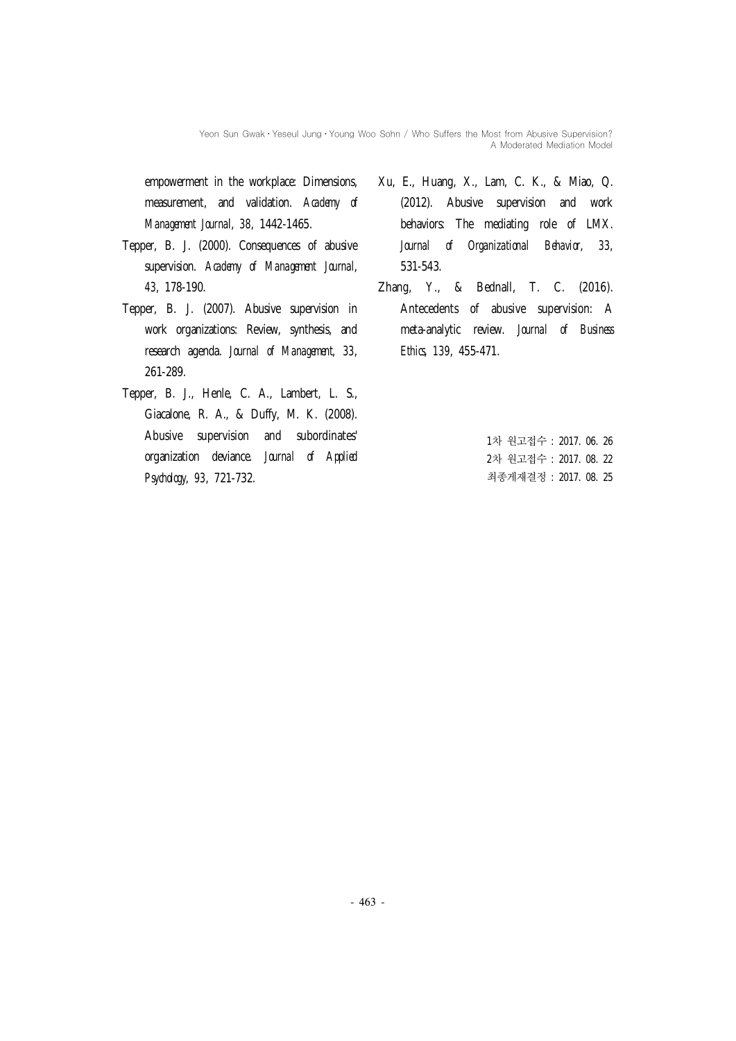empowerment in the workplace: Dimensions, measurement, and validation. *Academy of Management Journal*, *38*, 1442-1465.

Tepper, B. J. (2000). Consequences of abusive supervision. *Academy of Management Journal*, *43*, 178-190.

Tepper, B. J. (2007). Abusive supervision in work organizations: Review, synthesis, and research agenda. *Journal of Management*, *33*, 261-289.

Tepper, B. J., Henle, C. A., Lambert, L. S., Giacalone, R. A., & Duffy, M. K. (2008). Abusive supervision and subordinates' organization deviance. *Journal of Applied Psychology*, *93*, 721-732.

Xu, E., Huang, X., Lam, C. K., & Miao, Q. (2012). Abusive supervision and work behaviors: The mediating role of LMX. *Journal of Organizational Behavior*, *33*, 531-543.

Zhang, Y., & Bednall, T. C. (2016). Antecedents of abusive supervision: A meta-analytic review. *Journal of Business Ethics*, *139*, 455-471.

1차 원고접수 : 2017. 06. 26
2차 원고접수 : 2017. 08. 22
최종게재결정 : 2017. 08. 25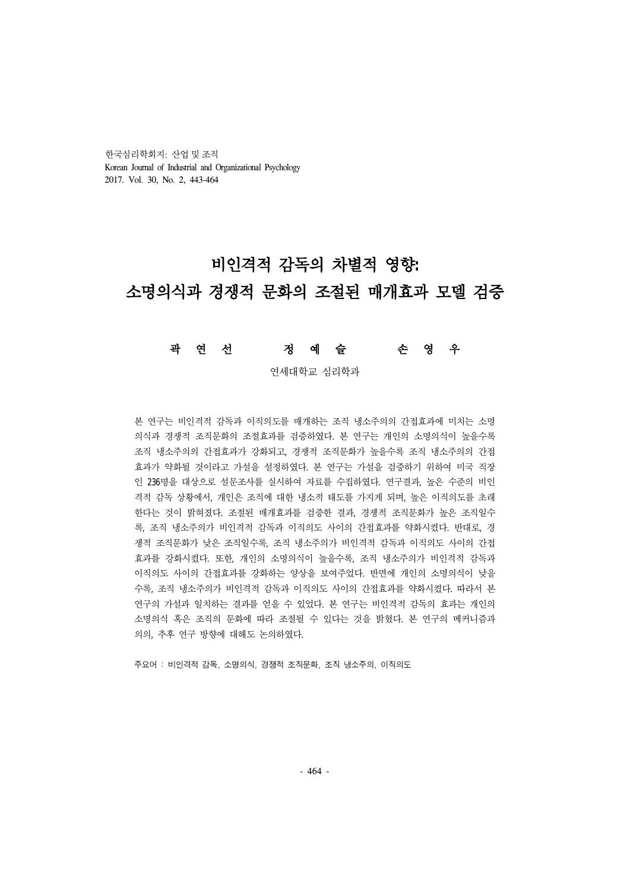# 비인격적 감독의 차별적 영향: 소명의식과 경쟁적 문화의 조절된 매개효과 모델 검증

**곽 연 선　　　정 예 슬　　　손 영 우**

연세대학교 심리학과

본 연구는 비인격적 감독과 이직의도를 매개하는 조직 냉소주의의 간접효과에 미치는 소명의식과 경쟁적 조직문화의 조절효과를 검증하였다. 본 연구는 개인의 소명의식이 높을수록 조직 냉소주의의 간접효과가 강화되고, 경쟁적 조직문화가 높을수록 조직 냉소주의의 간접효과가 약화될 것이라고 가설을 설정하였다. 본 연구는 가설을 검증하기 위하여 미국 직장인 236명을 대상으로 설문조사를 실시하여 자료를 수집하였다. 연구결과, 높은 수준의 비인격적 감독 상황에서, 개인은 조직에 대한 냉소적 태도를 가지게 되며, 높은 이직의도를 초래한다는 것이 밝혀졌다. 조절된 매개효과를 검증한 결과, 경쟁적 조직문화가 높은 조직일수록, 조직 냉소주의가 비인격적 감독과 이직의도 사이의 간접효과를 약화시켰다. 반대로, 경쟁적 조직문화가 낮은 조직일수록, 조직 냉소주의가 비인격적 감독과 이직의도 사이의 간접효과를 강화시켰다. 또한, 개인의 소명의식이 높을수록, 조직 냉소주의가 비인격적 감독과 이직의도 사이의 간접효과를 강화하는 양상을 보여주었다. 반면에 개인의 소명의식이 낮을수록, 조직 냉소주의가 비인격적 감독과 이직의도 사이의 간접효과를 약화시켰다. 따라서 본 연구의 가설과 일치하는 결과를 얻을 수 있었다. 본 연구는 비인격적 감독의 효과는 개인의 소명의식 혹은 조직의 문화에 따라 조절될 수 있다는 것을 밝혔다. 본 연구의 메커니즘과 의의, 추후 연구 방향에 대해도 논의하였다.

주요어 : 비인격적 감독, 소명의식, 경쟁적 조직문화, 조직 냉소주의, 이직의도